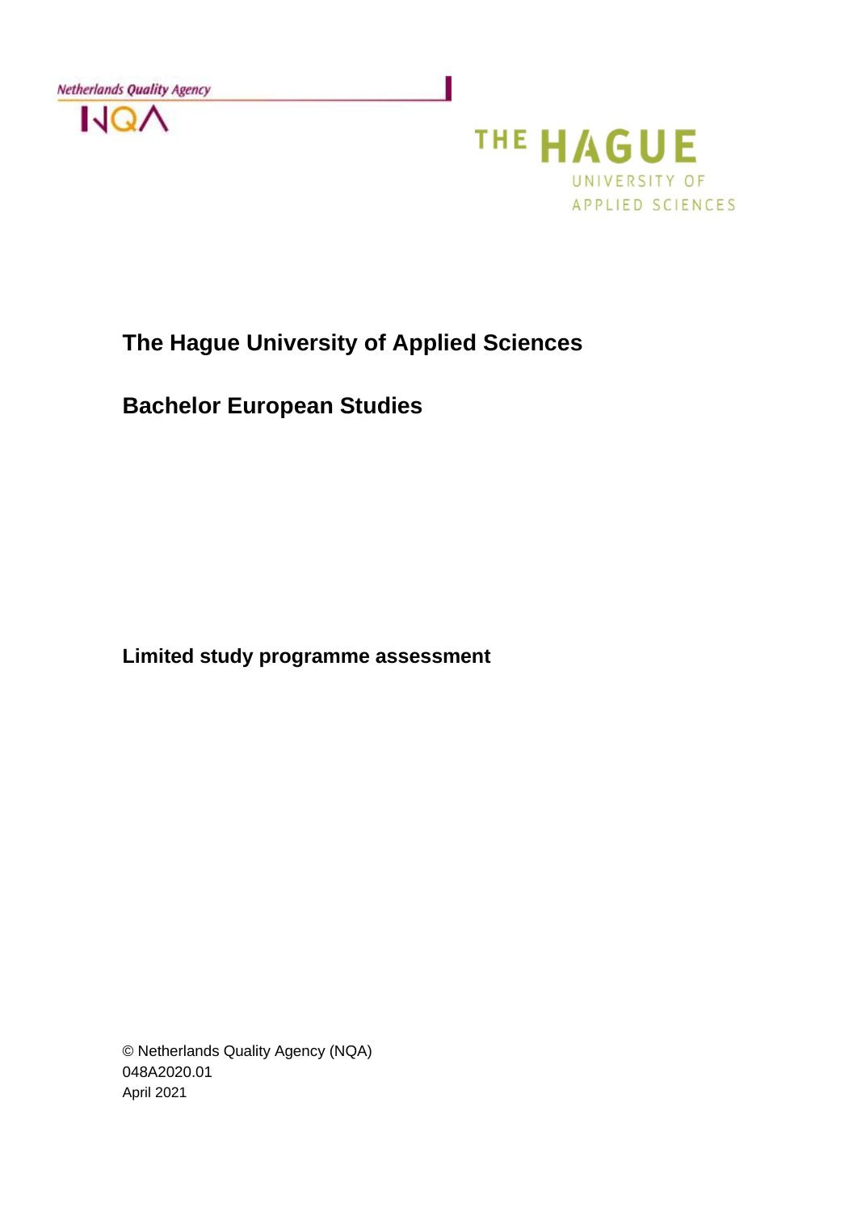Netherlands Quality Agency

NQA

THE HAGUE UNIVERSITY OF APPLIED SCIENCES

# The Hague University of Applied Sciences

## Bachelor European Studies

**Limited study programme assessment**

© Netherlands Quality Agency (NQA)
048A2020.01
April 2021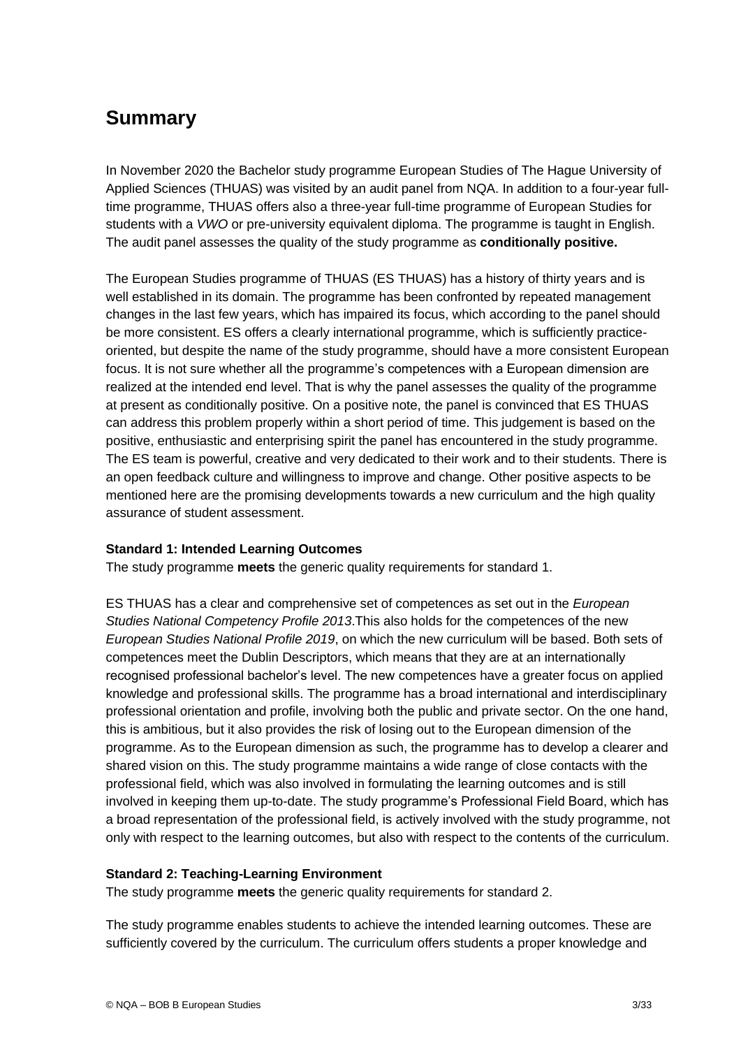# Summary

In November 2020 the Bachelor study programme European Studies of The Hague University of Applied Sciences (THUAS) was visited by an audit panel from NQA. In addition to a four-year full-time programme, THUAS offers also a three-year full-time programme of European Studies for students with a *VWO* or pre-university equivalent diploma. The programme is taught in English. The audit panel assesses the quality of the study programme as **conditionally positive.**

The European Studies programme of THUAS (ES THUAS) has a history of thirty years and is well established in its domain. The programme has been confronted by repeated management changes in the last few years, which has impaired its focus, which according to the panel should be more consistent. ES offers a clearly international programme, which is sufficiently practice-oriented, but despite the name of the study programme, should have a more consistent European focus. It is not sure whether all the programme's competences with a European dimension are realized at the intended end level. That is why the panel assesses the quality of the programme at present as conditionally positive. On a positive note, the panel is convinced that ES THUAS can address this problem properly within a short period of time. This judgement is based on the positive, enthusiastic and enterprising spirit the panel has encountered in the study programme. The ES team is powerful, creative and very dedicated to their work and to their students. There is an open feedback culture and willingness to improve and change. Other positive aspects to be mentioned here are the promising developments towards a new curriculum and the high quality assurance of student assessment.

**Standard 1: Intended Learning Outcomes**
The study programme **meets** the generic quality requirements for standard 1.

ES THUAS has a clear and comprehensive set of competences as set out in the *European Studies National Competency Profile 2013*.This also holds for the competences of the new *European Studies National Profile 2019*, on which the new curriculum will be based. Both sets of competences meet the Dublin Descriptors, which means that they are at an internationally recognised professional bachelor's level. The new competences have a greater focus on applied knowledge and professional skills. The programme has a broad international and interdisciplinary professional orientation and profile, involving both the public and private sector. On the one hand, this is ambitious, but it also provides the risk of losing out to the European dimension of the programme. As to the European dimension as such, the programme has to develop a clearer and shared vision on this. The study programme maintains a wide range of close contacts with the professional field, which was also involved in formulating the learning outcomes and is still involved in keeping them up-to-date. The study programme's Professional Field Board, which has a broad representation of the professional field, is actively involved with the study programme, not only with respect to the learning outcomes, but also with respect to the contents of the curriculum.

**Standard 2: Teaching-Learning Environment**
The study programme **meets** the generic quality requirements for standard 2.

The study programme enables students to achieve the intended learning outcomes. These are sufficiently covered by the curriculum. The curriculum offers students a proper knowledge and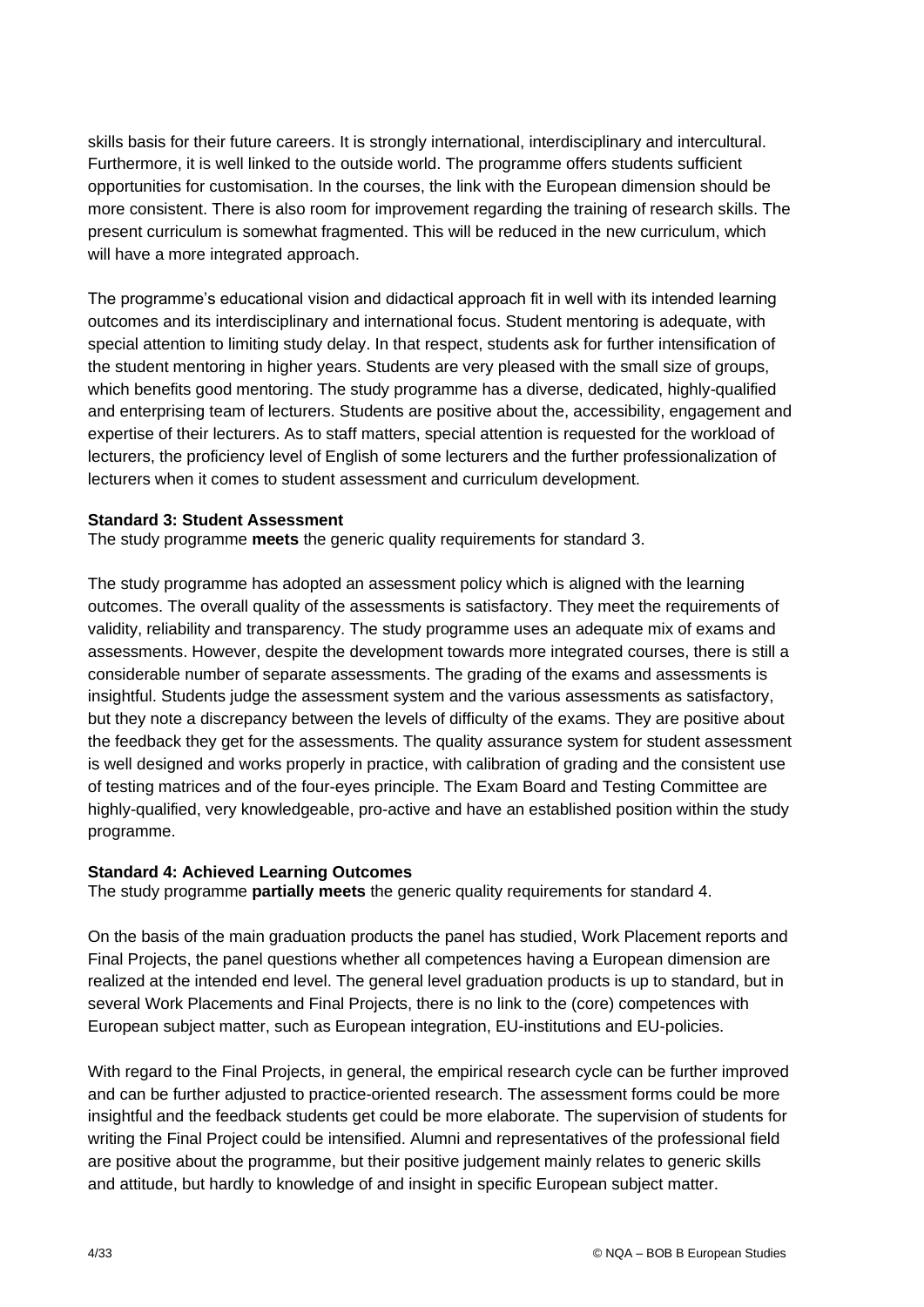skills basis for their future careers. It is strongly international, interdisciplinary and intercultural. Furthermore, it is well linked to the outside world. The programme offers students sufficient opportunities for customisation. In the courses, the link with the European dimension should be more consistent. There is also room for improvement regarding the training of research skills. The present curriculum is somewhat fragmented. This will be reduced in the new curriculum, which will have a more integrated approach.

The programme's educational vision and didactical approach fit in well with its intended learning outcomes and its interdisciplinary and international focus. Student mentoring is adequate, with special attention to limiting study delay. In that respect, students ask for further intensification of the student mentoring in higher years. Students are very pleased with the small size of groups, which benefits good mentoring. The study programme has a diverse, dedicated, highly-qualified and enterprising team of lecturers. Students are positive about the, accessibility, engagement and expertise of their lecturers. As to staff matters, special attention is requested for the workload of lecturers, the proficiency level of English of some lecturers and the further professionalization of lecturers when it comes to student assessment and curriculum development.

**Standard 3: Student Assessment**
The study programme **meets** the generic quality requirements for standard 3.

The study programme has adopted an assessment policy which is aligned with the learning outcomes. The overall quality of the assessments is satisfactory. They meet the requirements of validity, reliability and transparency. The study programme uses an adequate mix of exams and assessments. However, despite the development towards more integrated courses, there is still a considerable number of separate assessments. The grading of the exams and assessments is insightful. Students judge the assessment system and the various assessments as satisfactory, but they note a discrepancy between the levels of difficulty of the exams. They are positive about the feedback they get for the assessments. The quality assurance system for student assessment is well designed and works properly in practice, with calibration of grading and the consistent use of testing matrices and of the four-eyes principle. The Exam Board and Testing Committee are highly-qualified, very knowledgeable, pro-active and have an established position within the study programme.

**Standard 4: Achieved Learning Outcomes**
The study programme **partially meets** the generic quality requirements for standard 4.

On the basis of the main graduation products the panel has studied, Work Placement reports and Final Projects, the panel questions whether all competences having a European dimension are realized at the intended end level. The general level graduation products is up to standard, but in several Work Placements and Final Projects, there is no link to the (core) competences with European subject matter, such as European integration, EU-institutions and EU-policies.

With regard to the Final Projects, in general, the empirical research cycle can be further improved and can be further adjusted to practice-oriented research. The assessment forms could be more insightful and the feedback students get could be more elaborate. The supervision of students for writing the Final Project could be intensified. Alumni and representatives of the professional field are positive about the programme, but their positive judgement mainly relates to generic skills and attitude, but hardly to knowledge of and insight in specific European subject matter.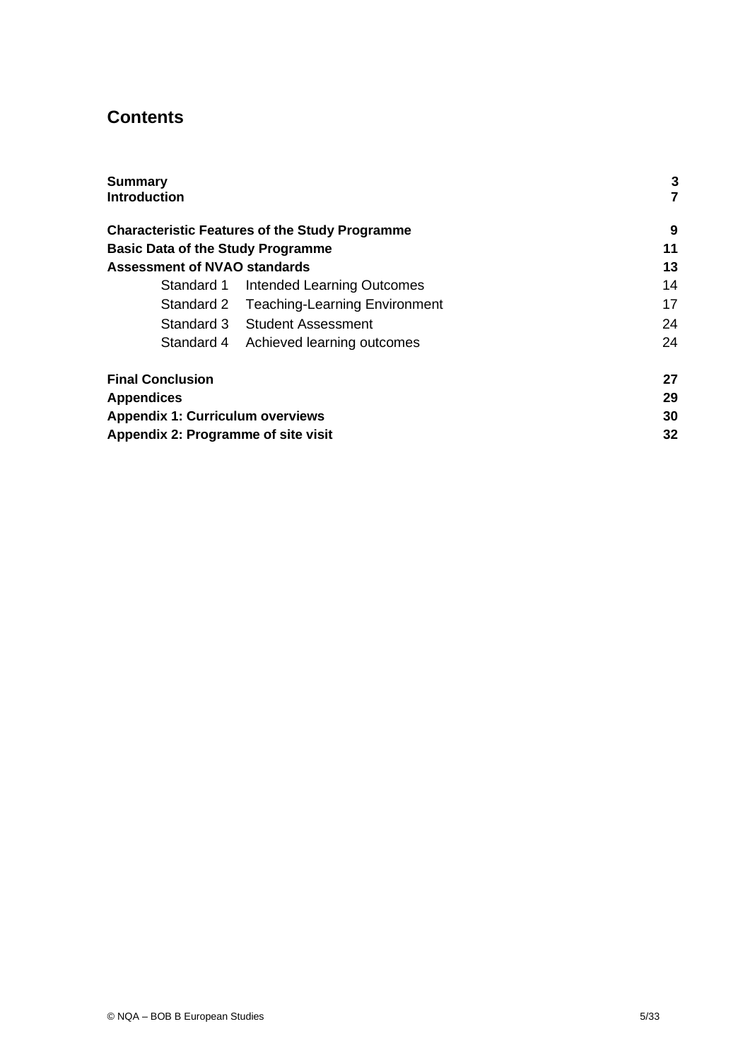# Contents

| | | |
|---|---|---|
| **Summary** | | **3** |
| **Introduction** | | **7** |
| **Characteristic Features of the Study Programme** | | **9** |
| **Basic Data of the Study Programme** | | **11** |
| **Assessment of NVAO standards** | | **13** |
| Standard 1 | Intended Learning Outcomes | 14 |
| Standard 2 | Teaching-Learning Environment | 17 |
| Standard 3 | Student Assessment | 24 |
| Standard 4 | Achieved learning outcomes | 24 |
| **Final Conclusion** | | **27** |
| **Appendices** | | **29** |
| **Appendix 1: Curriculum overviews** | | **30** |
| **Appendix 2: Programme of site visit** | | **32** |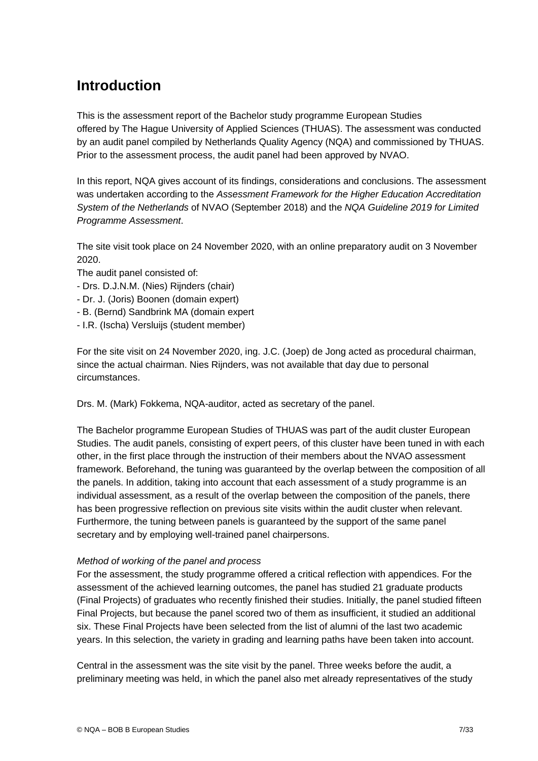# Introduction

This is the assessment report of the Bachelor study programme European Studies offered by The Hague University of Applied Sciences (THUAS). The assessment was conducted by an audit panel compiled by Netherlands Quality Agency (NQA) and commissioned by THUAS. Prior to the assessment process, the audit panel had been approved by NVAO.

In this report, NQA gives account of its findings, considerations and conclusions. The assessment was undertaken according to the *Assessment Framework for the Higher Education Accreditation System of the Netherlands* of NVAO (September 2018) and the *NQA Guideline 2019 for Limited Programme Assessment*.

The site visit took place on 24 November 2020, with an online preparatory audit on 3 November 2020.
The audit panel consisted of:
- Drs. D.J.N.M. (Nies) Rijnders (chair)
- Dr. J. (Joris) Boonen (domain expert)
- B. (Bernd) Sandbrink MA (domain expert
- I.R. (Ischa) Versluijs (student member)

For the site visit on 24 November 2020, ing. J.C. (Joep) de Jong acted as procedural chairman, since the actual chairman. Nies Rijnders, was not available that day due to personal circumstances.

Drs. M. (Mark) Fokkema, NQA-auditor, acted as secretary of the panel.

The Bachelor programme European Studies of THUAS was part of the audit cluster European Studies. The audit panels, consisting of expert peers, of this cluster have been tuned in with each other, in the first place through the instruction of their members about the NVAO assessment framework. Beforehand, the tuning was guaranteed by the overlap between the composition of all the panels. In addition, taking into account that each assessment of a study programme is an individual assessment, as a result of the overlap between the composition of the panels, there has been progressive reflection on previous site visits within the audit cluster when relevant. Furthermore, the tuning between panels is guaranteed by the support of the same panel secretary and by employing well-trained panel chairpersons.

*Method of working of the panel and process*
For the assessment, the study programme offered a critical reflection with appendices. For the assessment of the achieved learning outcomes, the panel has studied 21 graduate products (Final Projects) of graduates who recently finished their studies. Initially, the panel studied fifteen Final Projects, but because the panel scored two of them as insufficient, it studied an additional six. These Final Projects have been selected from the list of alumni of the last two academic years. In this selection, the variety in grading and learning paths have been taken into account.

Central in the assessment was the site visit by the panel. Three weeks before the audit, a preliminary meeting was held, in which the panel also met already representatives of the study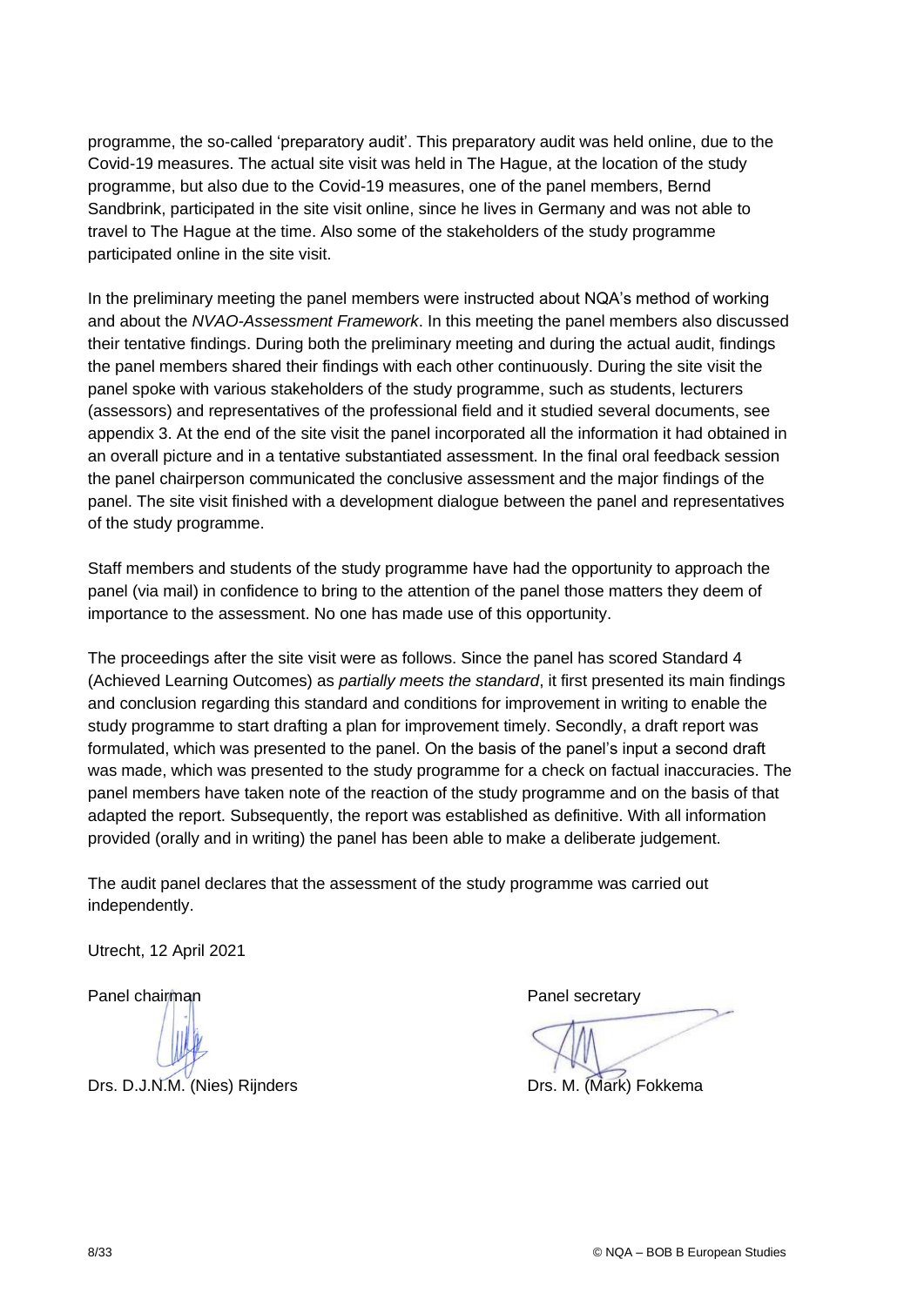programme, the so-called 'preparatory audit'. This preparatory audit was held online, due to the Covid-19 measures. The actual site visit was held in The Hague, at the location of the study programme, but also due to the Covid-19 measures, one of the panel members, Bernd Sandbrink, participated in the site visit online, since he lives in Germany and was not able to travel to The Hague at the time. Also some of the stakeholders of the study programme participated online in the site visit.

In the preliminary meeting the panel members were instructed about NQA's method of working and about the *NVAO-Assessment Framework*. In this meeting the panel members also discussed their tentative findings. During both the preliminary meeting and during the actual audit, findings the panel members shared their findings with each other continuously. During the site visit the panel spoke with various stakeholders of the study programme, such as students, lecturers (assessors) and representatives of the professional field and it studied several documents, see appendix 3. At the end of the site visit the panel incorporated all the information it had obtained in an overall picture and in a tentative substantiated assessment. In the final oral feedback session the panel chairperson communicated the conclusive assessment and the major findings of the panel. The site visit finished with a development dialogue between the panel and representatives of the study programme.

Staff members and students of the study programme have had the opportunity to approach the panel (via mail) in confidence to bring to the attention of the panel those matters they deem of importance to the assessment. No one has made use of this opportunity.

The proceedings after the site visit were as follows. Since the panel has scored Standard 4 (Achieved Learning Outcomes) as *partially meets the standard*, it first presented its main findings and conclusion regarding this standard and conditions for improvement in writing to enable the study programme to start drafting a plan for improvement timely. Secondly, a draft report was formulated, which was presented to the panel. On the basis of the panel's input a second draft was made, which was presented to the study programme for a check on factual inaccuracies. The panel members have taken note of the reaction of the study programme and on the basis of that adapted the report. Subsequently, the report was established as definitive. With all information provided (orally and in writing) the panel has been able to make a deliberate judgement.

The audit panel declares that the assessment of the study programme was carried out independently.

Utrecht, 12 April 2021

| Panel chairman | Panel secretary |
| --- | --- |
| Drs. D.J.N.M. (Nies) Rijnders | Drs. M. (Mark) Fokkema |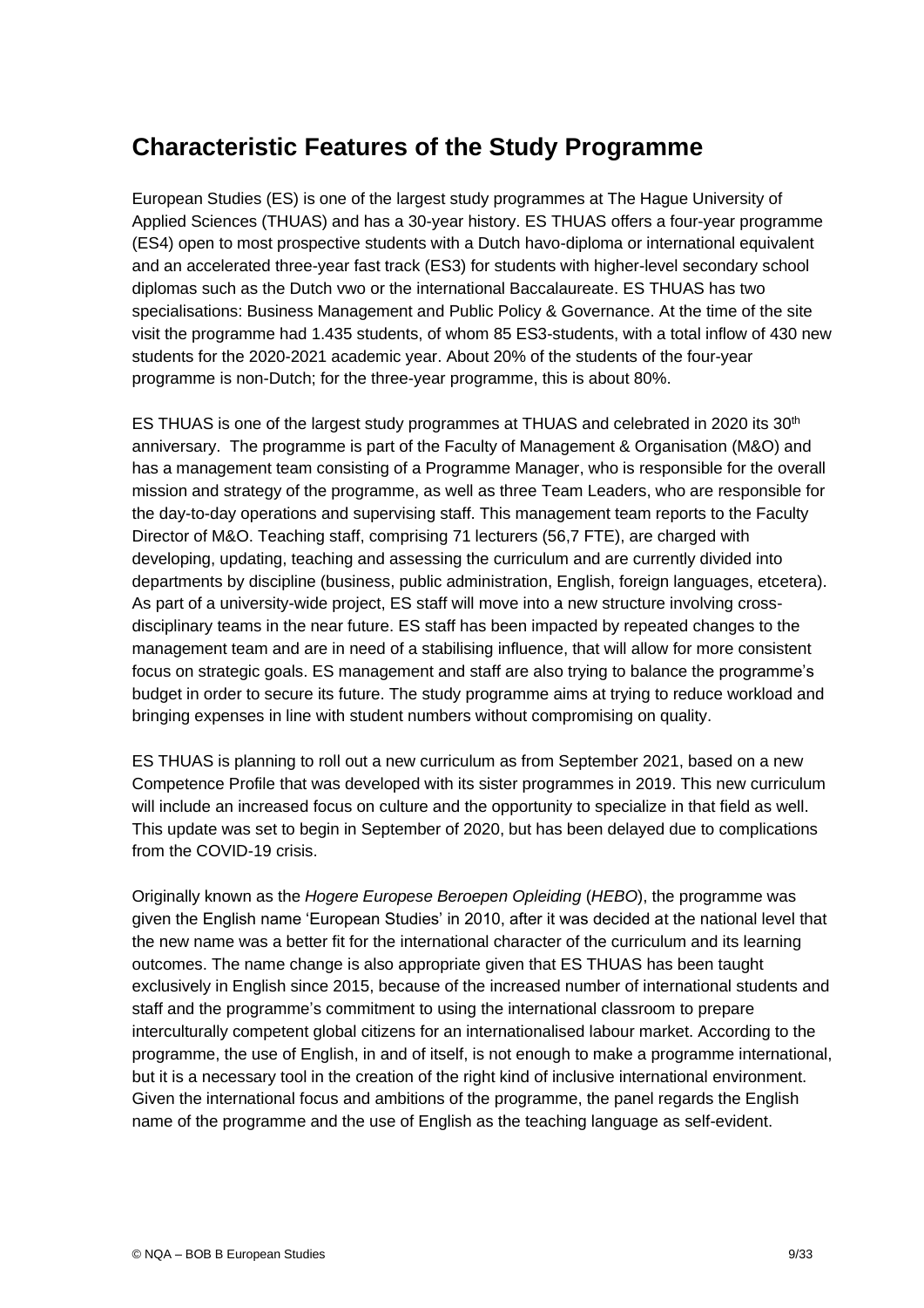## Characteristic Features of the Study Programme

European Studies (ES) is one of the largest study programmes at The Hague University of Applied Sciences (THUAS) and has a 30-year history. ES THUAS offers a four-year programme (ES4) open to most prospective students with a Dutch havo-diploma or international equivalent and an accelerated three-year fast track (ES3) for students with higher-level secondary school diplomas such as the Dutch vwo or the international Baccalaureate. ES THUAS has two specialisations: Business Management and Public Policy & Governance. At the time of the site visit the programme had 1.435 students, of whom 85 ES3-students, with a total inflow of 430 new students for the 2020-2021 academic year. About 20% of the students of the four-year programme is non-Dutch; for the three-year programme, this is about 80%.

ES THUAS is one of the largest study programmes at THUAS and celebrated in 2020 its 30th anniversary. The programme is part of the Faculty of Management & Organisation (M&O) and has a management team consisting of a Programme Manager, who is responsible for the overall mission and strategy of the programme, as well as three Team Leaders, who are responsible for the day-to-day operations and supervising staff. This management team reports to the Faculty Director of M&O. Teaching staff, comprising 71 lecturers (56,7 FTE), are charged with developing, updating, teaching and assessing the curriculum and are currently divided into departments by discipline (business, public administration, English, foreign languages, etcetera). As part of a university-wide project, ES staff will move into a new structure involving cross-disciplinary teams in the near future. ES staff has been impacted by repeated changes to the management team and are in need of a stabilising influence, that will allow for more consistent focus on strategic goals. ES management and staff are also trying to balance the programme's budget in order to secure its future. The study programme aims at trying to reduce workload and bringing expenses in line with student numbers without compromising on quality.

ES THUAS is planning to roll out a new curriculum as from September 2021, based on a new Competence Profile that was developed with its sister programmes in 2019. This new curriculum will include an increased focus on culture and the opportunity to specialize in that field as well. This update was set to begin in September of 2020, but has been delayed due to complications from the COVID-19 crisis.

Originally known as the *Hogere Europese Beroepen Opleiding* (*HEBO*), the programme was given the English name 'European Studies' in 2010, after it was decided at the national level that the new name was a better fit for the international character of the curriculum and its learning outcomes. The name change is also appropriate given that ES THUAS has been taught exclusively in English since 2015, because of the increased number of international students and staff and the programme's commitment to using the international classroom to prepare interculturally competent global citizens for an internationalised labour market. According to the programme, the use of English, in and of itself, is not enough to make a programme international, but it is a necessary tool in the creation of the right kind of inclusive international environment. Given the international focus and ambitions of the programme, the panel regards the English name of the programme and the use of English as the teaching language as self-evident.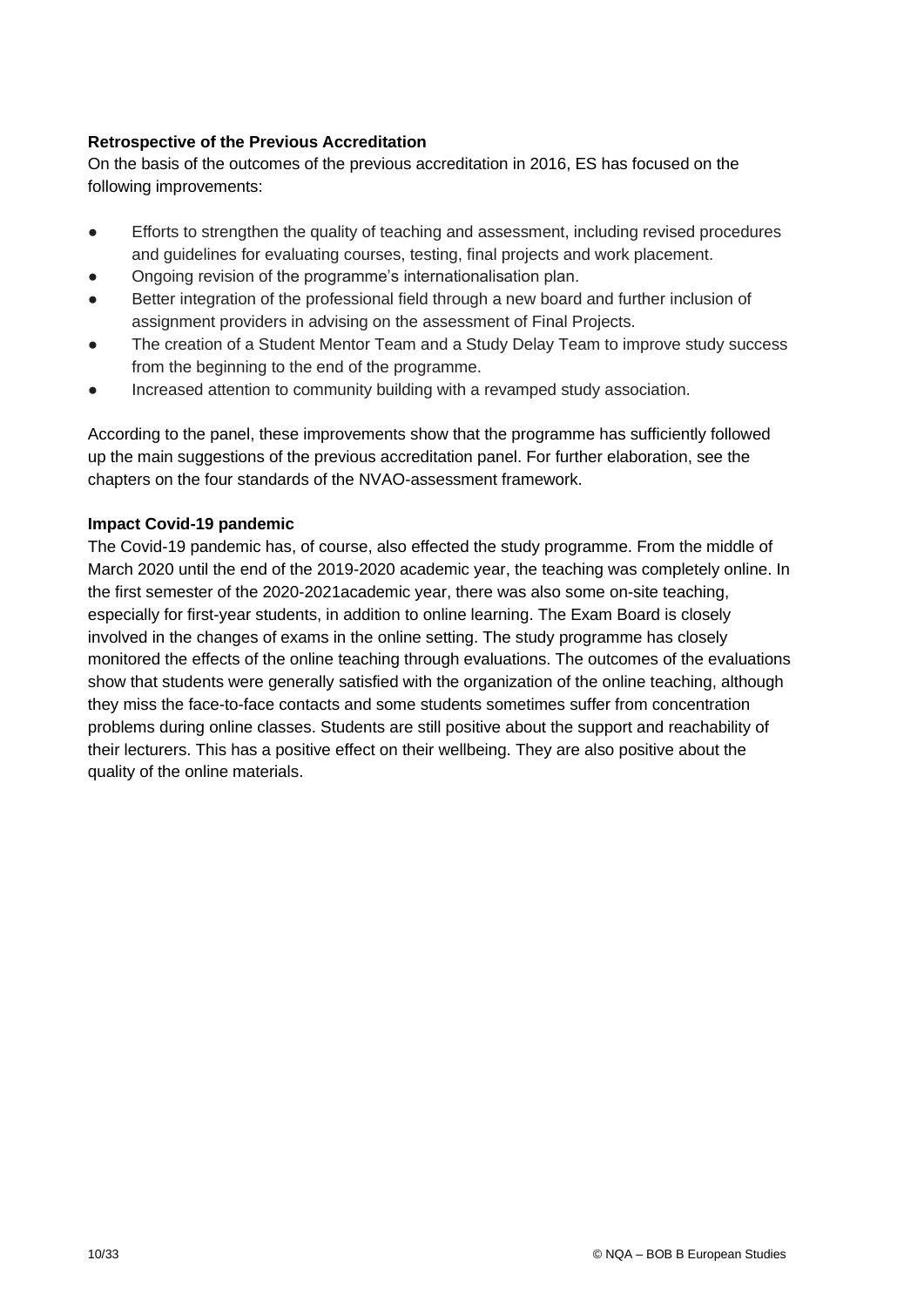**Retrospective of the Previous Accreditation**

On the basis of the outcomes of the previous accreditation in 2016, ES has focused on the following improvements:

- Efforts to strengthen the quality of teaching and assessment, including revised procedures and guidelines for evaluating courses, testing, final projects and work placement.
- Ongoing revision of the programme's internationalisation plan.
- Better integration of the professional field through a new board and further inclusion of assignment providers in advising on the assessment of Final Projects.
- The creation of a Student Mentor Team and a Study Delay Team to improve study success from the beginning to the end of the programme.
- Increased attention to community building with a revamped study association.

According to the panel, these improvements show that the programme has sufficiently followed up the main suggestions of the previous accreditation panel. For further elaboration, see the chapters on the four standards of the NVAO-assessment framework.

**Impact Covid-19 pandemic**

The Covid-19 pandemic has, of course, also effected the study programme. From the middle of March 2020 until the end of the 2019-2020 academic year, the teaching was completely online. In the first semester of the 2020-2021academic year, there was also some on-site teaching, especially for first-year students, in addition to online learning. The Exam Board is closely involved in the changes of exams in the online setting. The study programme has closely monitored the effects of the online teaching through evaluations. The outcomes of the evaluations show that students were generally satisfied with the organization of the online teaching, although they miss the face-to-face contacts and some students sometimes suffer from concentration problems during online classes. Students are still positive about the support and reachability of their lecturers. This has a positive effect on their wellbeing. They are also positive about the quality of the online materials.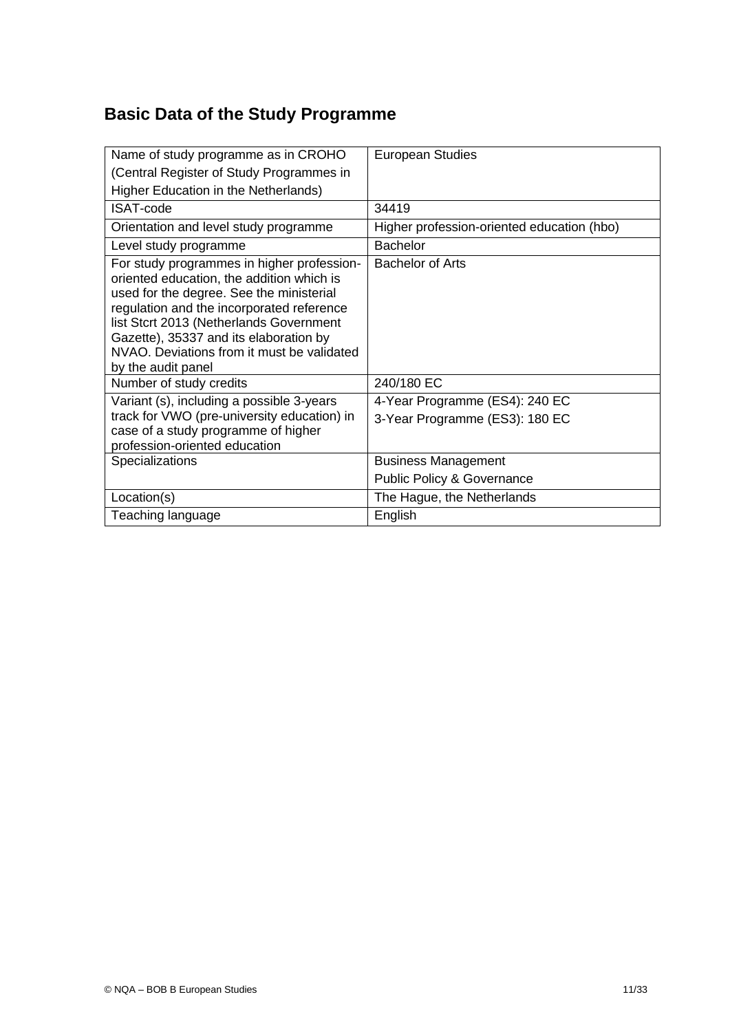## Basic Data of the Study Programme

| | |
|---|---|
| Name of study programme as in CROHO (Central Register of Study Programmes in Higher Education in the Netherlands) | European Studies |
| ISAT-code | 34419 |
| Orientation and level study programme | Higher profession-oriented education (hbo) |
| Level study programme | Bachelor |
| For study programmes in higher profession-oriented education, the addition which is used for the degree. See the ministerial regulation and the incorporated reference list Stcrt 2013 (Netherlands Government Gazette), 35337 and its elaboration by NVAO. Deviations from it must be validated by the audit panel | Bachelor of Arts |
| Number of study credits | 240/180 EC |
| Variant (s), including a possible 3-years track for VWO (pre-university education) in case of a study programme of higher profession-oriented education | 4-Year Programme (ES4): 240 EC<br>3-Year Programme (ES3): 180 EC |
| Specializations | Business Management<br>Public Policy & Governance |
| Location(s) | The Hague, the Netherlands |
| Teaching language | English |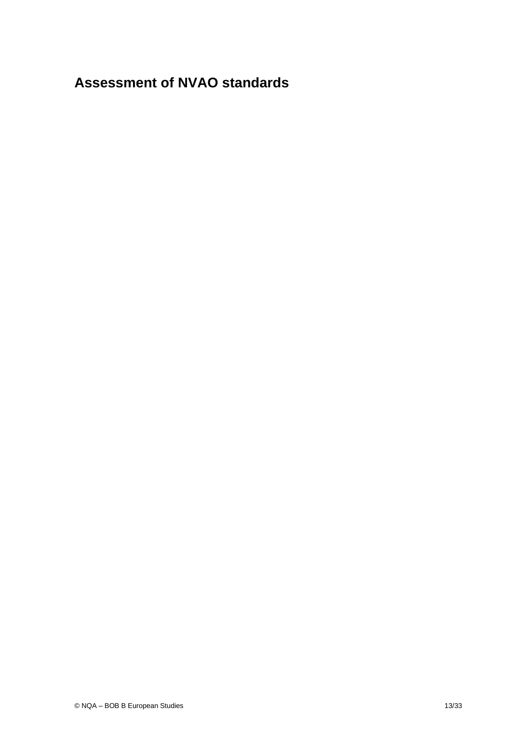# Assessment of NVAO standards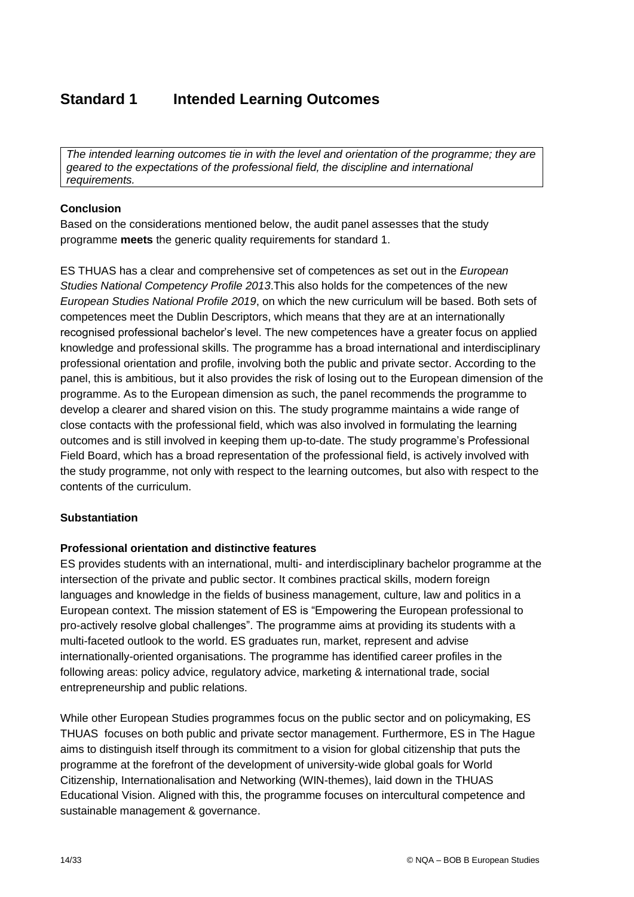# Standard 1 Intended Learning Outcomes

*The intended learning outcomes tie in with the level and orientation of the programme; they are geared to the expectations of the professional field, the discipline and international requirements.*

**Conclusion**

Based on the considerations mentioned below, the audit panel assesses that the study programme **meets** the generic quality requirements for standard 1.

ES THUAS has a clear and comprehensive set of competences as set out in the *European Studies National Competency Profile 2013*.This also holds for the competences of the new *European Studies National Profile 2019*, on which the new curriculum will be based. Both sets of competences meet the Dublin Descriptors, which means that they are at an internationally recognised professional bachelor's level. The new competences have a greater focus on applied knowledge and professional skills. The programme has a broad international and interdisciplinary professional orientation and profile, involving both the public and private sector. According to the panel, this is ambitious, but it also provides the risk of losing out to the European dimension of the programme. As to the European dimension as such, the panel recommends the programme to develop a clearer and shared vision on this. The study programme maintains a wide range of close contacts with the professional field, which was also involved in formulating the learning outcomes and is still involved in keeping them up-to-date. The study programme's Professional Field Board, which has a broad representation of the professional field, is actively involved with the study programme, not only with respect to the learning outcomes, but also with respect to the contents of the curriculum.

**Substantiation**

**Professional orientation and distinctive features**

ES provides students with an international, multi- and interdisciplinary bachelor programme at the intersection of the private and public sector. It combines practical skills, modern foreign languages and knowledge in the fields of business management, culture, law and politics in a European context. The mission statement of ES is "Empowering the European professional to pro-actively resolve global challenges". The programme aims at providing its students with a multi-faceted outlook to the world. ES graduates run, market, represent and advise internationally-oriented organisations. The programme has identified career profiles in the following areas: policy advice, regulatory advice, marketing & international trade, social entrepreneurship and public relations.

While other European Studies programmes focus on the public sector and on policymaking, ES THUAS focuses on both public and private sector management. Furthermore, ES in The Hague aims to distinguish itself through its commitment to a vision for global citizenship that puts the programme at the forefront of the development of university-wide global goals for World Citizenship, Internationalisation and Networking (WIN-themes), laid down in the THUAS Educational Vision. Aligned with this, the programme focuses on intercultural competence and sustainable management & governance.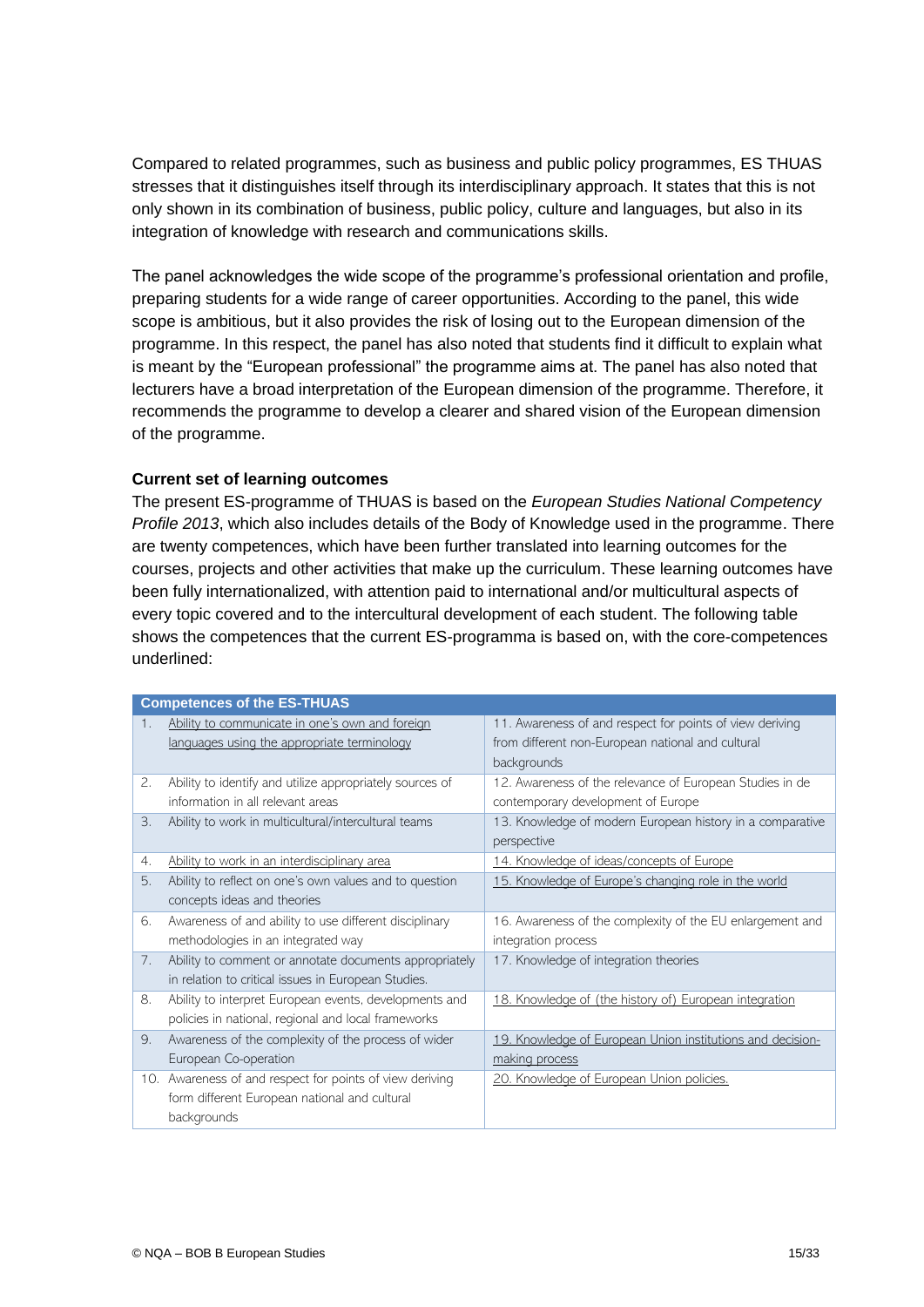Compared to related programmes, such as business and public policy programmes, ES THUAS stresses that it distinguishes itself through its interdisciplinary approach. It states that this is not only shown in its combination of business, public policy, culture and languages, but also in its integration of knowledge with research and communications skills.

The panel acknowledges the wide scope of the programme's professional orientation and profile, preparing students for a wide range of career opportunities. According to the panel, this wide scope is ambitious, but it also provides the risk of losing out to the European dimension of the programme. In this respect, the panel has also noted that students find it difficult to explain what is meant by the "European professional" the programme aims at. The panel has also noted that lecturers have a broad interpretation of the European dimension of the programme. Therefore, it recommends the programme to develop a clearer and shared vision of the European dimension of the programme.

**Current set of learning outcomes**

The present ES-programme of THUAS is based on the *European Studies National Competency Profile 2013*, which also includes details of the Body of Knowledge used in the programme. There are twenty competences, which have been further translated into learning outcomes for the courses, projects and other activities that make up the curriculum. These learning outcomes have been fully internationalized, with attention paid to international and/or multicultural aspects of every topic covered and to the intercultural development of each student. The following table shows the competences that the current ES-programma is based on, with the core-competences underlined:

| **Competences of the ES-THUAS** | |
|---|---|
| 1. <u>Ability to communicate in one's own and foreign languages using the appropriate terminology</u> | 11. Awareness of and respect for points of view deriving from different non-European national and cultural backgrounds |
| 2. Ability to identify and utilize appropriately sources of information in all relevant areas | 12. Awareness of the relevance of European Studies in de contemporary development of Europe |
| 3. Ability to work in multicultural/intercultural teams | 13. Knowledge of modern European history in a comparative perspective |
| 4. <u>Ability to work in an interdisciplinary area</u> | <u>14. Knowledge of ideas/concepts of Europe</u> |
| 5. Ability to reflect on one's own values and to question concepts ideas and theories | <u>15. Knowledge of Europe's changing role in the world</u> |
| 6. Awareness of and ability to use different disciplinary methodologies in an integrated way | 16. Awareness of the complexity of the EU enlargement and integration process |
| 7. Ability to comment or annotate documents appropriately in relation to critical issues in European Studies. | 17. Knowledge of integration theories |
| 8. Ability to interpret European events, developments and policies in national, regional and local frameworks | <u>18. Knowledge of (the history of) European integration</u> |
| 9. Awareness of the complexity of the process of wider European Co-operation | <u>19. Knowledge of European Union institutions and decision-making process</u> |
| 10. Awareness of and respect for points of view deriving form different European national and cultural backgrounds | <u>20. Knowledge of European Union policies.</u> |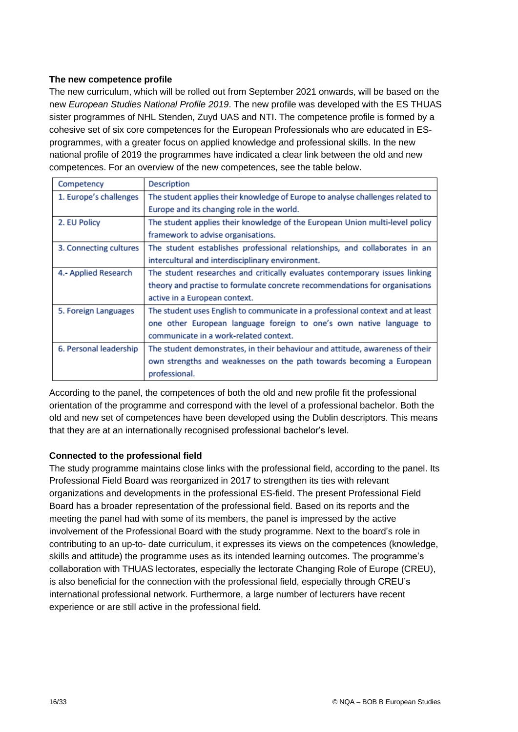**The new competence profile**

The new curriculum, which will be rolled out from September 2021 onwards, will be based on the new *European Studies National Profile 2019*. The new profile was developed with the ES THUAS sister programmes of NHL Stenden, Zuyd UAS and NTI. The competence profile is formed by a cohesive set of six core competences for the European Professionals who are educated in ES-programmes, with a greater focus on applied knowledge and professional skills. In the new national profile of 2019 the programmes have indicated a clear link between the old and new competences. For an overview of the new competences, see the table below.

| Competency | Description |
|---|---|
| 1. Europe's challenges | The student applies their knowledge of Europe to analyse challenges related to Europe and its changing role in the world. |
| 2. EU Policy | The student applies their knowledge of the European Union multi-level policy framework to advise organisations. |
| 3. Connecting cultures | The student establishes professional relationships, and collaborates in an intercultural and interdisciplinary environment. |
| 4.- Applied Research | The student researches and critically evaluates contemporary issues linking theory and practise to formulate concrete recommendations for organisations active in a European context. |
| 5. Foreign Languages | The student uses English to communicate in a professional context and at least one other European language foreign to one's own native language to communicate in a work-related context. |
| 6. Personal leadership | The student demonstrates, in their behaviour and attitude, awareness of their own strengths and weaknesses on the path towards becoming a European professional. |

According to the panel, the competences of both the old and new profile fit the professional orientation of the programme and correspond with the level of a professional bachelor. Both the old and new set of competences have been developed using the Dublin descriptors. This means that they are at an internationally recognised professional bachelor's level.

**Connected to the professional field**

The study programme maintains close links with the professional field, according to the panel. Its Professional Field Board was reorganized in 2017 to strengthen its ties with relevant organizations and developments in the professional ES-field. The present Professional Field Board has a broader representation of the professional field. Based on its reports and the meeting the panel had with some of its members, the panel is impressed by the active involvement of the Professional Board with the study programme. Next to the board's role in contributing to an up-to- date curriculum, it expresses its views on the competences (knowledge, skills and attitude) the programme uses as its intended learning outcomes. The programme's collaboration with THUAS lectorates, especially the lectorate Changing Role of Europe (CREU), is also beneficial for the connection with the professional field, especially through CREU's international professional network. Furthermore, a large number of lecturers have recent experience or are still active in the professional field.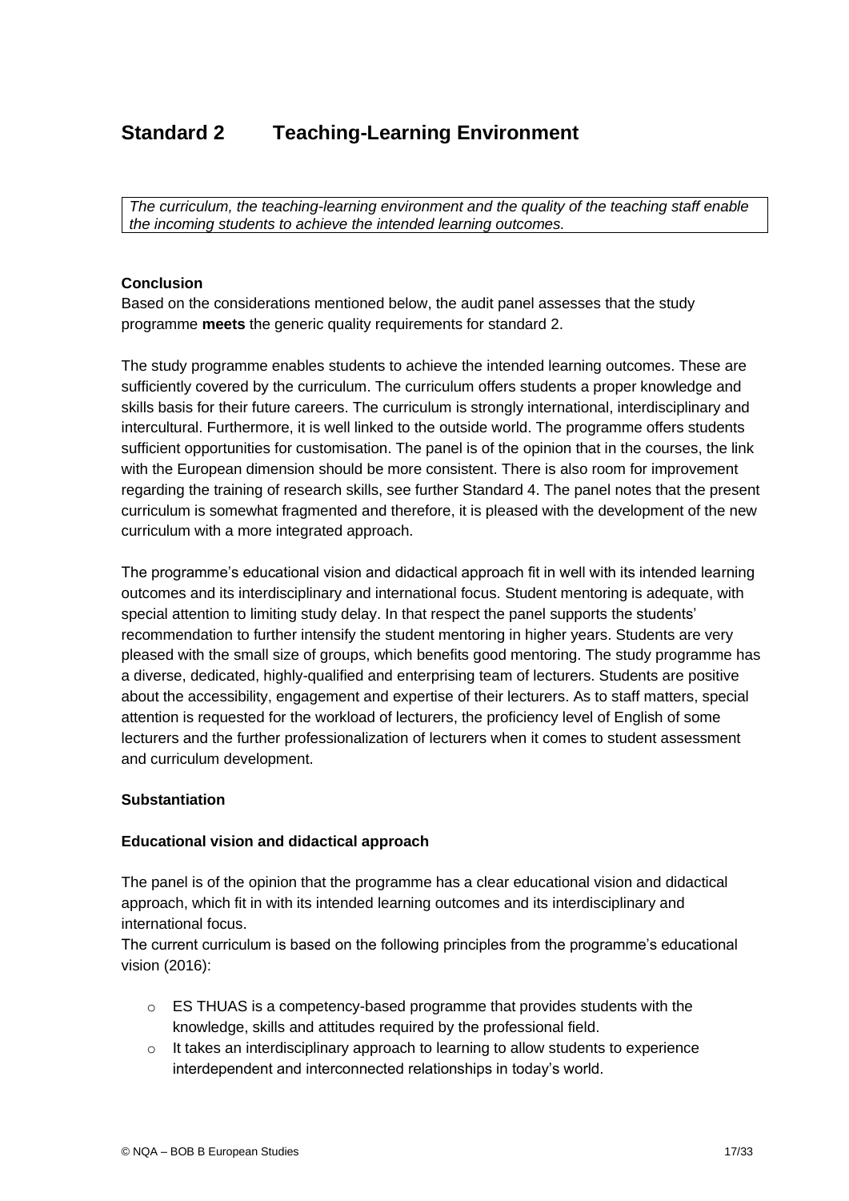# Standard 2 Teaching-Learning Environment

*The curriculum, the teaching-learning environment and the quality of the teaching staff enable the incoming students to achieve the intended learning outcomes.*

**Conclusion**

Based on the considerations mentioned below, the audit panel assesses that the study programme **meets** the generic quality requirements for standard 2.

The study programme enables students to achieve the intended learning outcomes. These are sufficiently covered by the curriculum. The curriculum offers students a proper knowledge and skills basis for their future careers. The curriculum is strongly international, interdisciplinary and intercultural. Furthermore, it is well linked to the outside world. The programme offers students sufficient opportunities for customisation. The panel is of the opinion that in the courses, the link with the European dimension should be more consistent. There is also room for improvement regarding the training of research skills, see further Standard 4. The panel notes that the present curriculum is somewhat fragmented and therefore, it is pleased with the development of the new curriculum with a more integrated approach.

The programme's educational vision and didactical approach fit in well with its intended learning outcomes and its interdisciplinary and international focus. Student mentoring is adequate, with special attention to limiting study delay. In that respect the panel supports the students' recommendation to further intensify the student mentoring in higher years. Students are very pleased with the small size of groups, which benefits good mentoring. The study programme has a diverse, dedicated, highly-qualified and enterprising team of lecturers. Students are positive about the accessibility, engagement and expertise of their lecturers. As to staff matters, special attention is requested for the workload of lecturers, the proficiency level of English of some lecturers and the further professionalization of lecturers when it comes to student assessment and curriculum development.

**Substantiation**

**Educational vision and didactical approach**

The panel is of the opinion that the programme has a clear educational vision and didactical approach, which fit in with its intended learning outcomes and its interdisciplinary and international focus.

The current curriculum is based on the following principles from the programme's educational vision (2016):

- ES THUAS is a competency-based programme that provides students with the knowledge, skills and attitudes required by the professional field.
- It takes an interdisciplinary approach to learning to allow students to experience interdependent and interconnected relationships in today's world.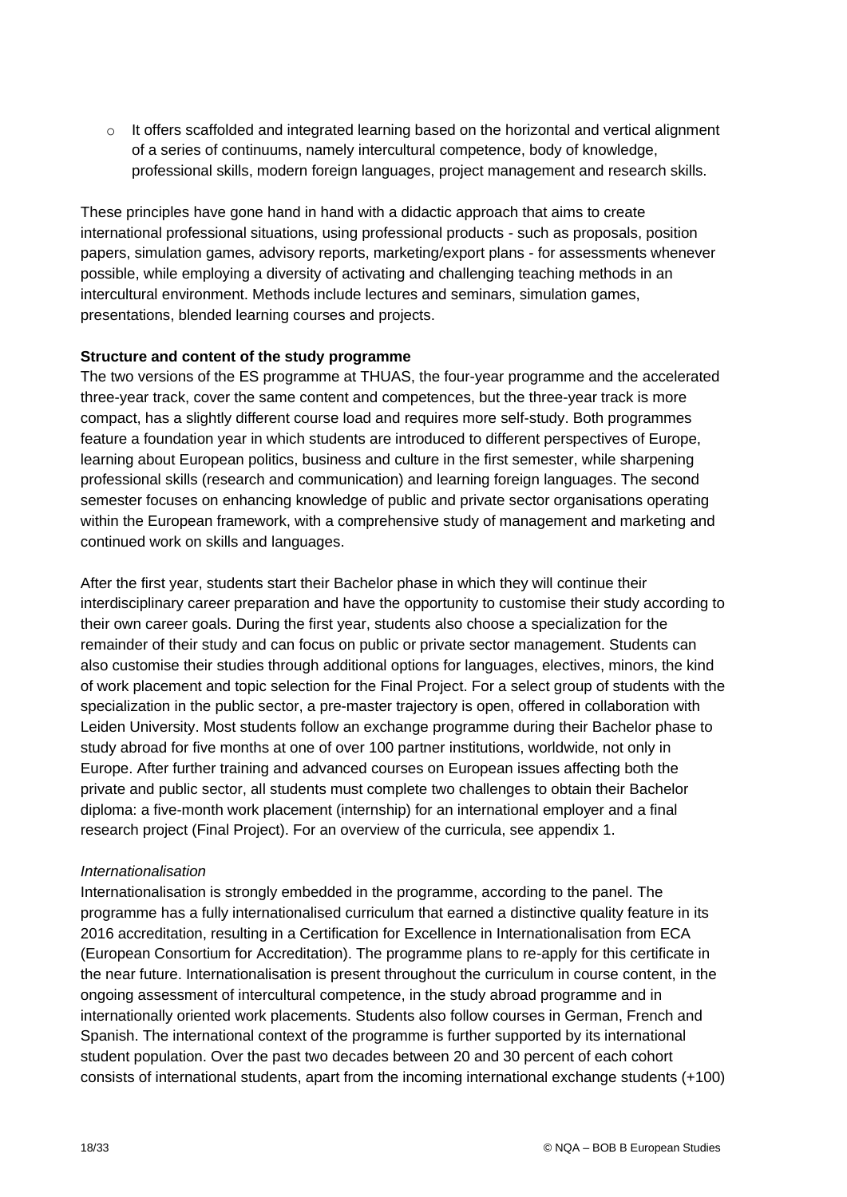- It offers scaffolded and integrated learning based on the horizontal and vertical alignment of a series of continuums, namely intercultural competence, body of knowledge, professional skills, modern foreign languages, project management and research skills.

These principles have gone hand in hand with a didactic approach that aims to create international professional situations, using professional products - such as proposals, position papers, simulation games, advisory reports, marketing/export plans - for assessments whenever possible, while employing a diversity of activating and challenging teaching methods in an intercultural environment. Methods include lectures and seminars, simulation games, presentations, blended learning courses and projects.

**Structure and content of the study programme**

The two versions of the ES programme at THUAS, the four-year programme and the accelerated three-year track, cover the same content and competences, but the three-year track is more compact, has a slightly different course load and requires more self-study. Both programmes feature a foundation year in which students are introduced to different perspectives of Europe, learning about European politics, business and culture in the first semester, while sharpening professional skills (research and communication) and learning foreign languages. The second semester focuses on enhancing knowledge of public and private sector organisations operating within the European framework, with a comprehensive study of management and marketing and continued work on skills and languages.

After the first year, students start their Bachelor phase in which they will continue their interdisciplinary career preparation and have the opportunity to customise their study according to their own career goals. During the first year, students also choose a specialization for the remainder of their study and can focus on public or private sector management. Students can also customise their studies through additional options for languages, electives, minors, the kind of work placement and topic selection for the Final Project. For a select group of students with the specialization in the public sector, a pre-master trajectory is open, offered in collaboration with Leiden University. Most students follow an exchange programme during their Bachelor phase to study abroad for five months at one of over 100 partner institutions, worldwide, not only in Europe. After further training and advanced courses on European issues affecting both the private and public sector, all students must complete two challenges to obtain their Bachelor diploma: a five-month work placement (internship) for an international employer and a final research project (Final Project). For an overview of the curricula, see appendix 1.

*Internationalisation*

Internationalisation is strongly embedded in the programme, according to the panel. The programme has a fully internationalised curriculum that earned a distinctive quality feature in its 2016 accreditation, resulting in a Certification for Excellence in Internationalisation from ECA (European Consortium for Accreditation). The programme plans to re-apply for this certificate in the near future. Internationalisation is present throughout the curriculum in course content, in the ongoing assessment of intercultural competence, in the study abroad programme and in internationally oriented work placements. Students also follow courses in German, French and Spanish. The international context of the programme is further supported by its international student population. Over the past two decades between 20 and 30 percent of each cohort consists of international students, apart from the incoming international exchange students (+100)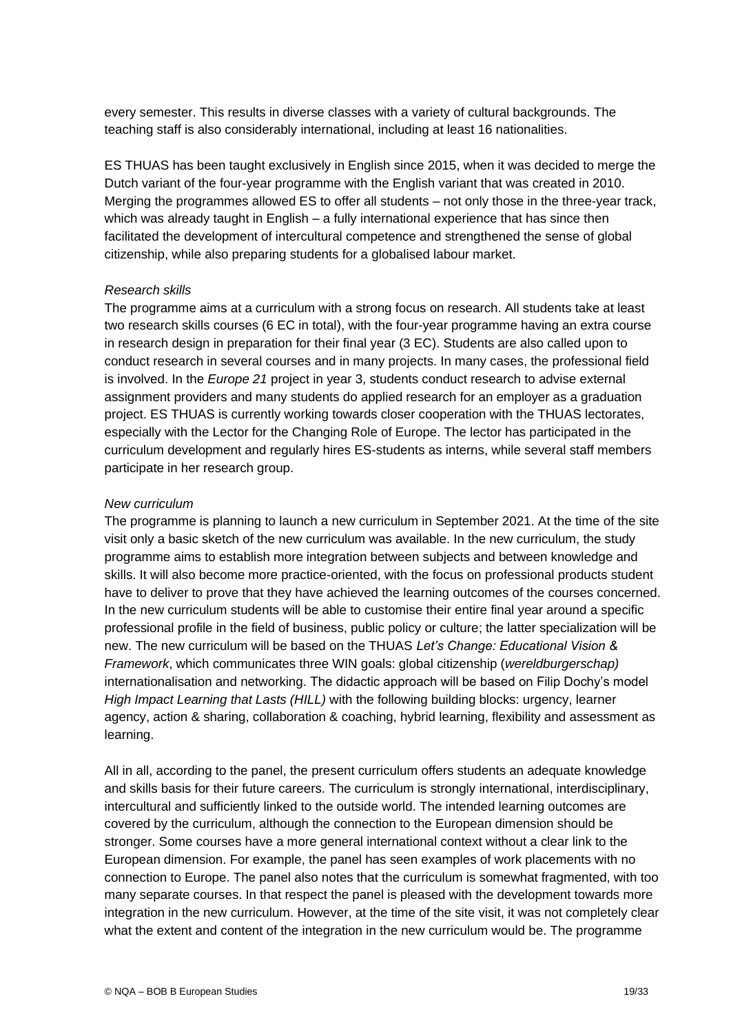every semester. This results in diverse classes with a variety of cultural backgrounds. The teaching staff is also considerably international, including at least 16 nationalities.

ES THUAS has been taught exclusively in English since 2015, when it was decided to merge the Dutch variant of the four-year programme with the English variant that was created in 2010. Merging the programmes allowed ES to offer all students – not only those in the three-year track, which was already taught in English – a fully international experience that has since then facilitated the development of intercultural competence and strengthened the sense of global citizenship, while also preparing students for a globalised labour market.

*Research skills*

The programme aims at a curriculum with a strong focus on research. All students take at least two research skills courses (6 EC in total), with the four-year programme having an extra course in research design in preparation for their final year (3 EC). Students are also called upon to conduct research in several courses and in many projects. In many cases, the professional field is involved. In the *Europe 21* project in year 3, students conduct research to advise external assignment providers and many students do applied research for an employer as a graduation project. ES THUAS is currently working towards closer cooperation with the THUAS lectorates, especially with the Lector for the Changing Role of Europe. The lector has participated in the curriculum development and regularly hires ES-students as interns, while several staff members participate in her research group.

*New curriculum*

The programme is planning to launch a new curriculum in September 2021. At the time of the site visit only a basic sketch of the new curriculum was available. In the new curriculum, the study programme aims to establish more integration between subjects and between knowledge and skills. It will also become more practice-oriented, with the focus on professional products student have to deliver to prove that they have achieved the learning outcomes of the courses concerned. In the new curriculum students will be able to customise their entire final year around a specific professional profile in the field of business, public policy or culture; the latter specialization will be new. The new curriculum will be based on the THUAS *Let's Change: Educational Vision & Framework*, which communicates three WIN goals: global citizenship (*wereldburgerschap)* internationalisation and networking. The didactic approach will be based on Filip Dochy's model *High Impact Learning that Lasts (HILL)* with the following building blocks: urgency, learner agency, action & sharing, collaboration & coaching, hybrid learning, flexibility and assessment as learning.

All in all, according to the panel, the present curriculum offers students an adequate knowledge and skills basis for their future careers. The curriculum is strongly international, interdisciplinary, intercultural and sufficiently linked to the outside world. The intended learning outcomes are covered by the curriculum, although the connection to the European dimension should be stronger. Some courses have a more general international context without a clear link to the European dimension. For example, the panel has seen examples of work placements with no connection to Europe. The panel also notes that the curriculum is somewhat fragmented, with too many separate courses. In that respect the panel is pleased with the development towards more integration in the new curriculum. However, at the time of the site visit, it was not completely clear what the extent and content of the integration in the new curriculum would be. The programme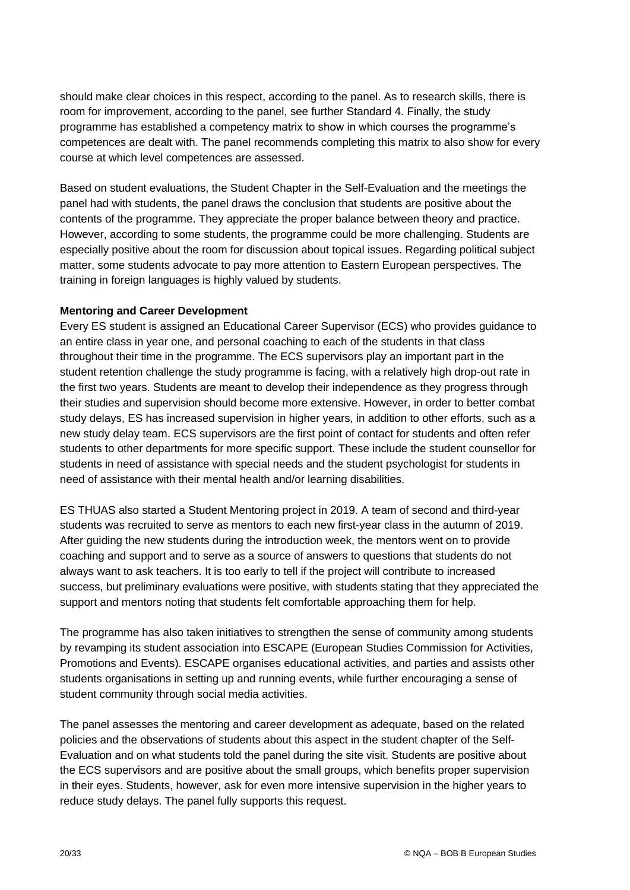should make clear choices in this respect, according to the panel. As to research skills, there is room for improvement, according to the panel, see further Standard 4. Finally, the study programme has established a competency matrix to show in which courses the programme's competences are dealt with. The panel recommends completing this matrix to also show for every course at which level competences are assessed.

Based on student evaluations, the Student Chapter in the Self-Evaluation and the meetings the panel had with students, the panel draws the conclusion that students are positive about the contents of the programme. They appreciate the proper balance between theory and practice. However, according to some students, the programme could be more challenging. Students are especially positive about the room for discussion about topical issues. Regarding political subject matter, some students advocate to pay more attention to Eastern European perspectives. The training in foreign languages is highly valued by students.

**Mentoring and Career Development**

Every ES student is assigned an Educational Career Supervisor (ECS) who provides guidance to an entire class in year one, and personal coaching to each of the students in that class throughout their time in the programme. The ECS supervisors play an important part in the student retention challenge the study programme is facing, with a relatively high drop-out rate in the first two years. Students are meant to develop their independence as they progress through their studies and supervision should become more extensive. However, in order to better combat study delays, ES has increased supervision in higher years, in addition to other efforts, such as a new study delay team. ECS supervisors are the first point of contact for students and often refer students to other departments for more specific support. These include the student counsellor for students in need of assistance with special needs and the student psychologist for students in need of assistance with their mental health and/or learning disabilities.

ES THUAS also started a Student Mentoring project in 2019. A team of second and third-year students was recruited to serve as mentors to each new first-year class in the autumn of 2019. After guiding the new students during the introduction week, the mentors went on to provide coaching and support and to serve as a source of answers to questions that students do not always want to ask teachers. It is too early to tell if the project will contribute to increased success, but preliminary evaluations were positive, with students stating that they appreciated the support and mentors noting that students felt comfortable approaching them for help.

The programme has also taken initiatives to strengthen the sense of community among students by revamping its student association into ESCAPE (European Studies Commission for Activities, Promotions and Events). ESCAPE organises educational activities, and parties and assists other students organisations in setting up and running events, while further encouraging a sense of student community through social media activities.

The panel assesses the mentoring and career development as adequate, based on the related policies and the observations of students about this aspect in the student chapter of the Self-Evaluation and on what students told the panel during the site visit. Students are positive about the ECS supervisors and are positive about the small groups, which benefits proper supervision in their eyes. Students, however, ask for even more intensive supervision in the higher years to reduce study delays. The panel fully supports this request.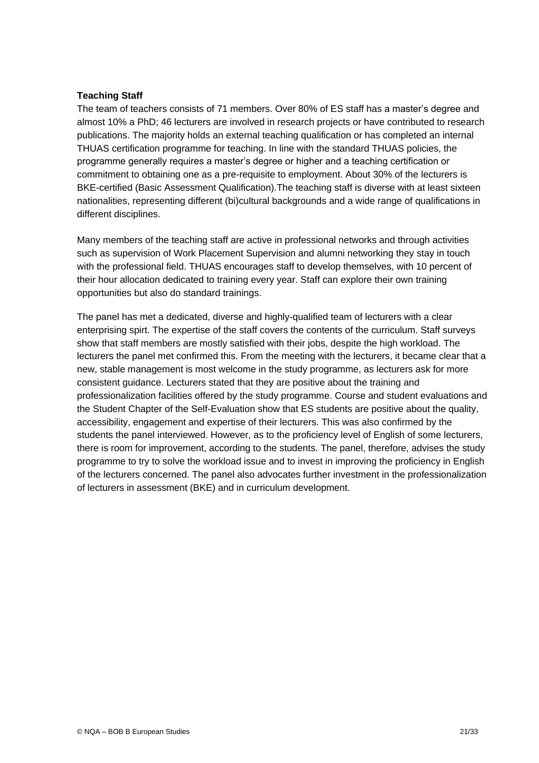**Teaching Staff**

The team of teachers consists of 71 members. Over 80% of ES staff has a master's degree and almost 10% a PhD; 46 lecturers are involved in research projects or have contributed to research publications. The majority holds an external teaching qualification or has completed an internal THUAS certification programme for teaching. In line with the standard THUAS policies, the programme generally requires a master's degree or higher and a teaching certification or commitment to obtaining one as a pre-requisite to employment. About 30% of the lecturers is BKE-certified (Basic Assessment Qualification).The teaching staff is diverse with at least sixteen nationalities, representing different (bi)cultural backgrounds and a wide range of qualifications in different disciplines.

Many members of the teaching staff are active in professional networks and through activities such as supervision of Work Placement Supervision and alumni networking they stay in touch with the professional field. THUAS encourages staff to develop themselves, with 10 percent of their hour allocation dedicated to training every year. Staff can explore their own training opportunities but also do standard trainings.

The panel has met a dedicated, diverse and highly-qualified team of lecturers with a clear enterprising spirt. The expertise of the staff covers the contents of the curriculum. Staff surveys show that staff members are mostly satisfied with their jobs, despite the high workload. The lecturers the panel met confirmed this. From the meeting with the lecturers, it became clear that a new, stable management is most welcome in the study programme, as lecturers ask for more consistent guidance. Lecturers stated that they are positive about the training and professionalization facilities offered by the study programme. Course and student evaluations and the Student Chapter of the Self-Evaluation show that ES students are positive about the quality, accessibility, engagement and expertise of their lecturers. This was also confirmed by the students the panel interviewed. However, as to the proficiency level of English of some lecturers, there is room for improvement, according to the students. The panel, therefore, advises the study programme to try to solve the workload issue and to invest in improving the proficiency in English of the lecturers concerned. The panel also advocates further investment in the professionalization of lecturers in assessment (BKE) and in curriculum development.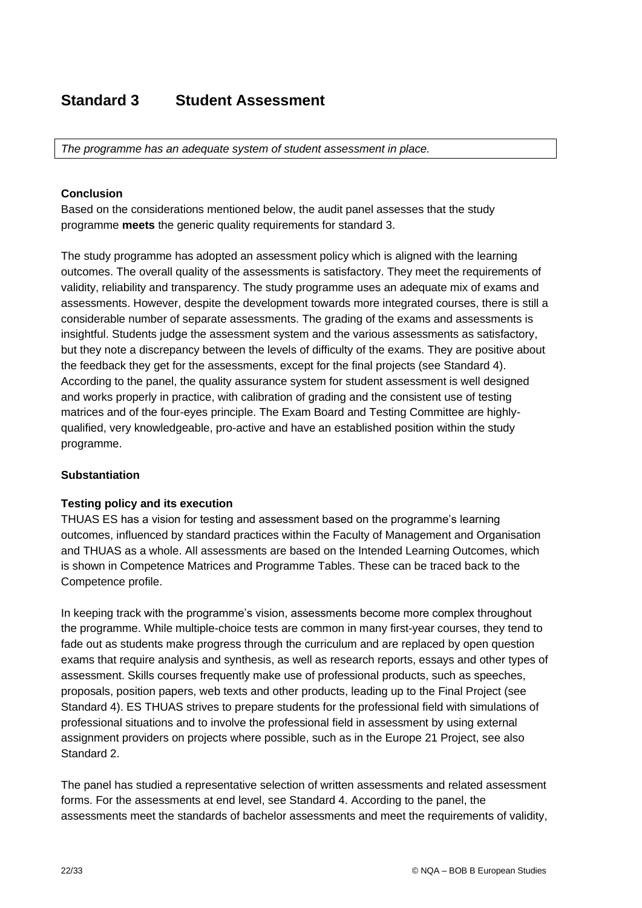## Standard 3 Student Assessment

*The programme has an adequate system of student assessment in place.*

**Conclusion**

Based on the considerations mentioned below, the audit panel assesses that the study programme **meets** the generic quality requirements for standard 3.

The study programme has adopted an assessment policy which is aligned with the learning outcomes. The overall quality of the assessments is satisfactory. They meet the requirements of validity, reliability and transparency. The study programme uses an adequate mix of exams and assessments. However, despite the development towards more integrated courses, there is still a considerable number of separate assessments. The grading of the exams and assessments is insightful. Students judge the assessment system and the various assessments as satisfactory, but they note a discrepancy between the levels of difficulty of the exams. They are positive about the feedback they get for the assessments, except for the final projects (see Standard 4). According to the panel, the quality assurance system for student assessment is well designed and works properly in practice, with calibration of grading and the consistent use of testing matrices and of the four-eyes principle. The Exam Board and Testing Committee are highly-qualified, very knowledgeable, pro-active and have an established position within the study programme.

**Substantiation**

**Testing policy and its execution**

THUAS ES has a vision for testing and assessment based on the programme's learning outcomes, influenced by standard practices within the Faculty of Management and Organisation and THUAS as a whole. All assessments are based on the Intended Learning Outcomes, which is shown in Competence Matrices and Programme Tables. These can be traced back to the Competence profile.

In keeping track with the programme's vision, assessments become more complex throughout the programme. While multiple-choice tests are common in many first-year courses, they tend to fade out as students make progress through the curriculum and are replaced by open question exams that require analysis and synthesis, as well as research reports, essays and other types of assessment. Skills courses frequently make use of professional products, such as speeches, proposals, position papers, web texts and other products, leading up to the Final Project (see Standard 4). ES THUAS strives to prepare students for the professional field with simulations of professional situations and to involve the professional field in assessment by using external assignment providers on projects where possible, such as in the Europe 21 Project, see also Standard 2.

The panel has studied a representative selection of written assessments and related assessment forms. For the assessments at end level, see Standard 4. According to the panel, the assessments meet the standards of bachelor assessments and meet the requirements of validity,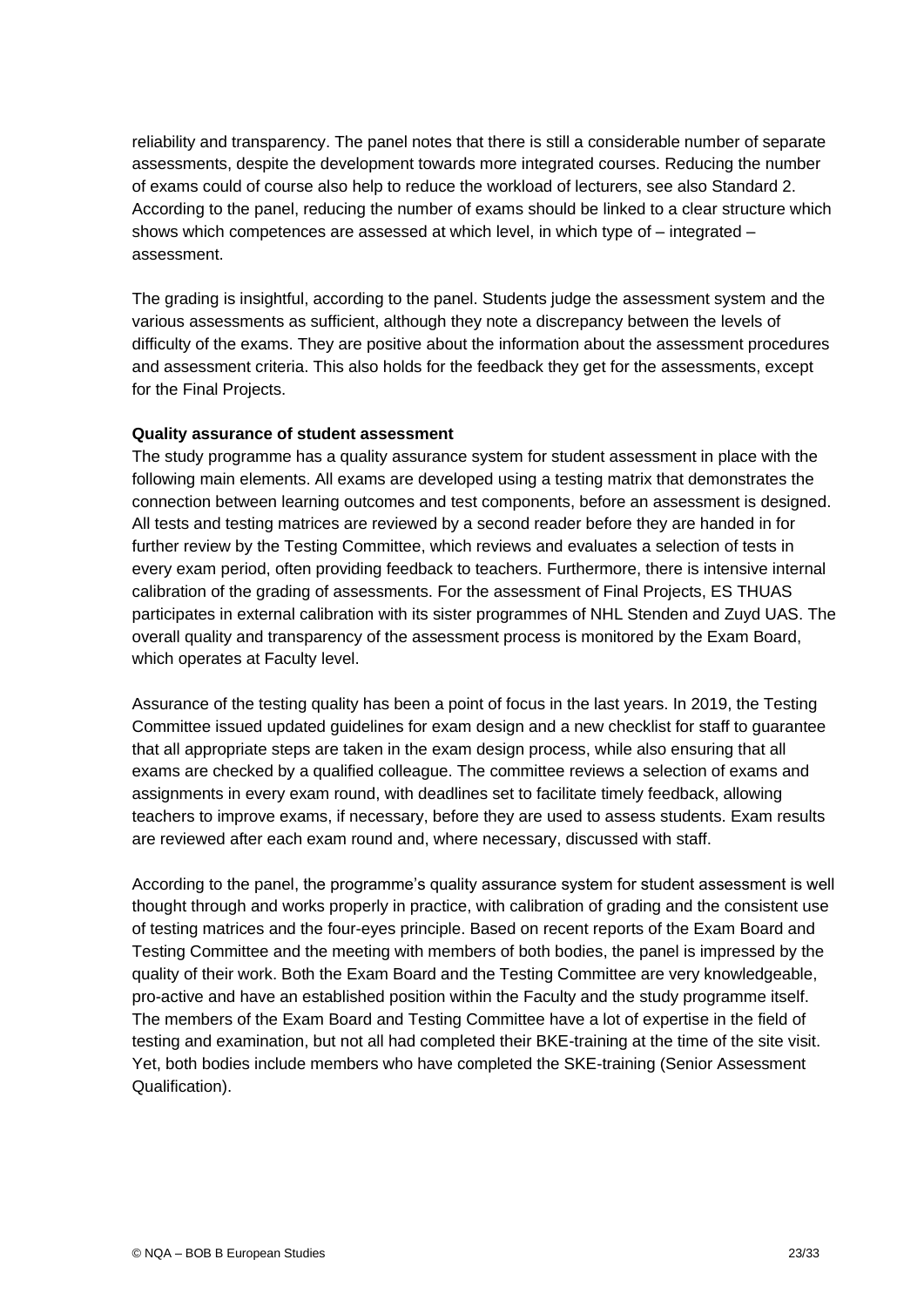reliability and transparency. The panel notes that there is still a considerable number of separate assessments, despite the development towards more integrated courses. Reducing the number of exams could of course also help to reduce the workload of lecturers, see also Standard 2. According to the panel, reducing the number of exams should be linked to a clear structure which shows which competences are assessed at which level, in which type of – integrated – assessment.

The grading is insightful, according to the panel. Students judge the assessment system and the various assessments as sufficient, although they note a discrepancy between the levels of difficulty of the exams. They are positive about the information about the assessment procedures and assessment criteria. This also holds for the feedback they get for the assessments, except for the Final Projects.

**Quality assurance of student assessment**

The study programme has a quality assurance system for student assessment in place with the following main elements. All exams are developed using a testing matrix that demonstrates the connection between learning outcomes and test components, before an assessment is designed. All tests and testing matrices are reviewed by a second reader before they are handed in for further review by the Testing Committee, which reviews and evaluates a selection of tests in every exam period, often providing feedback to teachers. Furthermore, there is intensive internal calibration of the grading of assessments. For the assessment of Final Projects, ES THUAS participates in external calibration with its sister programmes of NHL Stenden and Zuyd UAS. The overall quality and transparency of the assessment process is monitored by the Exam Board, which operates at Faculty level.

Assurance of the testing quality has been a point of focus in the last years. In 2019, the Testing Committee issued updated guidelines for exam design and a new checklist for staff to guarantee that all appropriate steps are taken in the exam design process, while also ensuring that all exams are checked by a qualified colleague. The committee reviews a selection of exams and assignments in every exam round, with deadlines set to facilitate timely feedback, allowing teachers to improve exams, if necessary, before they are used to assess students. Exam results are reviewed after each exam round and, where necessary, discussed with staff.

According to the panel, the programme's quality assurance system for student assessment is well thought through and works properly in practice, with calibration of grading and the consistent use of testing matrices and the four-eyes principle. Based on recent reports of the Exam Board and Testing Committee and the meeting with members of both bodies, the panel is impressed by the quality of their work. Both the Exam Board and the Testing Committee are very knowledgeable, pro-active and have an established position within the Faculty and the study programme itself. The members of the Exam Board and Testing Committee have a lot of expertise in the field of testing and examination, but not all had completed their BKE-training at the time of the site visit. Yet, both bodies include members who have completed the SKE-training (Senior Assessment Qualification).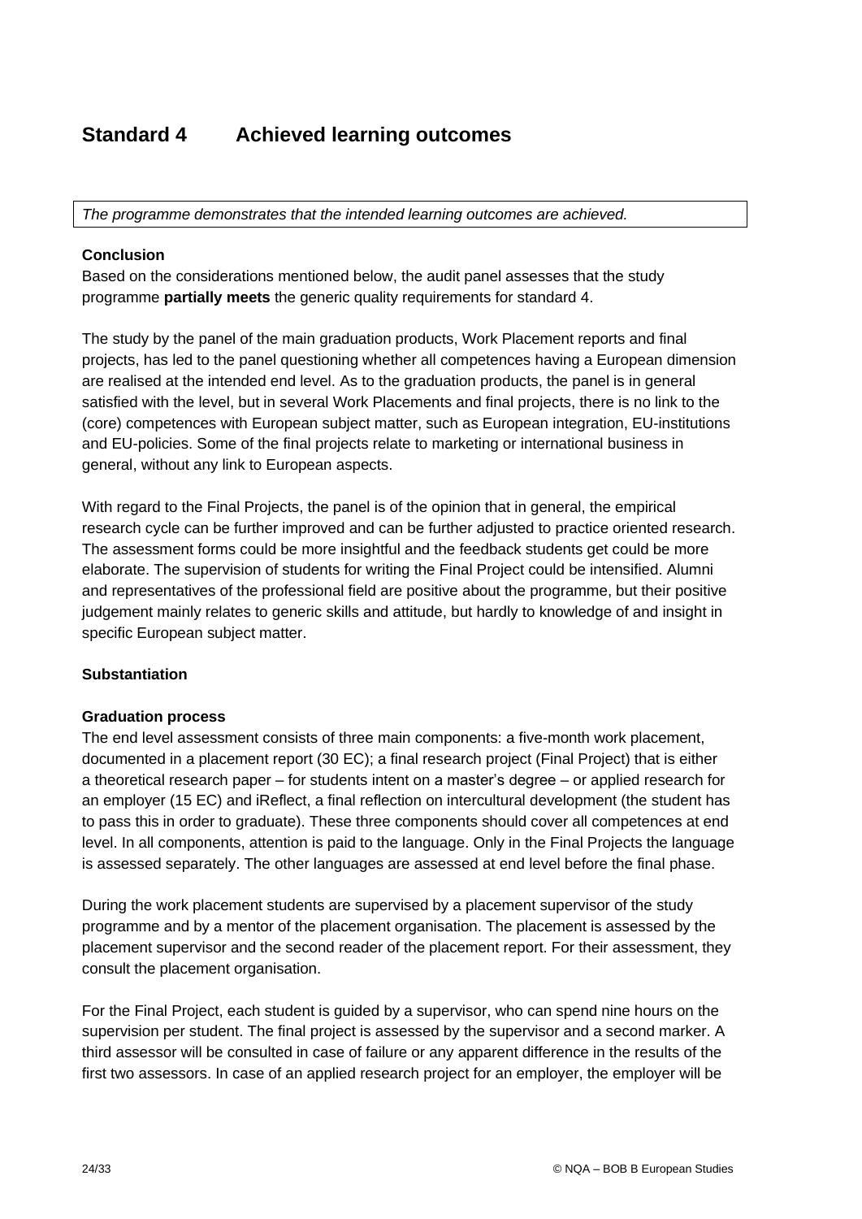## Standard 4 Achieved learning outcomes

*The programme demonstrates that the intended learning outcomes are achieved.*

**Conclusion**
Based on the considerations mentioned below, the audit panel assesses that the study programme **partially meets** the generic quality requirements for standard 4.

The study by the panel of the main graduation products, Work Placement reports and final projects, has led to the panel questioning whether all competences having a European dimension are realised at the intended end level. As to the graduation products, the panel is in general satisfied with the level, but in several Work Placements and final projects, there is no link to the (core) competences with European subject matter, such as European integration, EU-institutions and EU-policies. Some of the final projects relate to marketing or international business in general, without any link to European aspects.

With regard to the Final Projects, the panel is of the opinion that in general, the empirical research cycle can be further improved and can be further adjusted to practice oriented research. The assessment forms could be more insightful and the feedback students get could be more elaborate. The supervision of students for writing the Final Project could be intensified. Alumni and representatives of the professional field are positive about the programme, but their positive judgement mainly relates to generic skills and attitude, but hardly to knowledge of and insight in specific European subject matter.

**Substantiation**

**Graduation process**
The end level assessment consists of three main components: a five-month work placement, documented in a placement report (30 EC); a final research project (Final Project) that is either a theoretical research paper – for students intent on a master's degree – or applied research for an employer (15 EC) and iReflect, a final reflection on intercultural development (the student has to pass this in order to graduate). These three components should cover all competences at end level. In all components, attention is paid to the language. Only in the Final Projects the language is assessed separately. The other languages are assessed at end level before the final phase.

During the work placement students are supervised by a placement supervisor of the study programme and by a mentor of the placement organisation. The placement is assessed by the placement supervisor and the second reader of the placement report. For their assessment, they consult the placement organisation.

For the Final Project, each student is guided by a supervisor, who can spend nine hours on the supervision per student. The final project is assessed by the supervisor and a second marker. A third assessor will be consulted in case of failure or any apparent difference in the results of the first two assessors. In case of an applied research project for an employer, the employer will be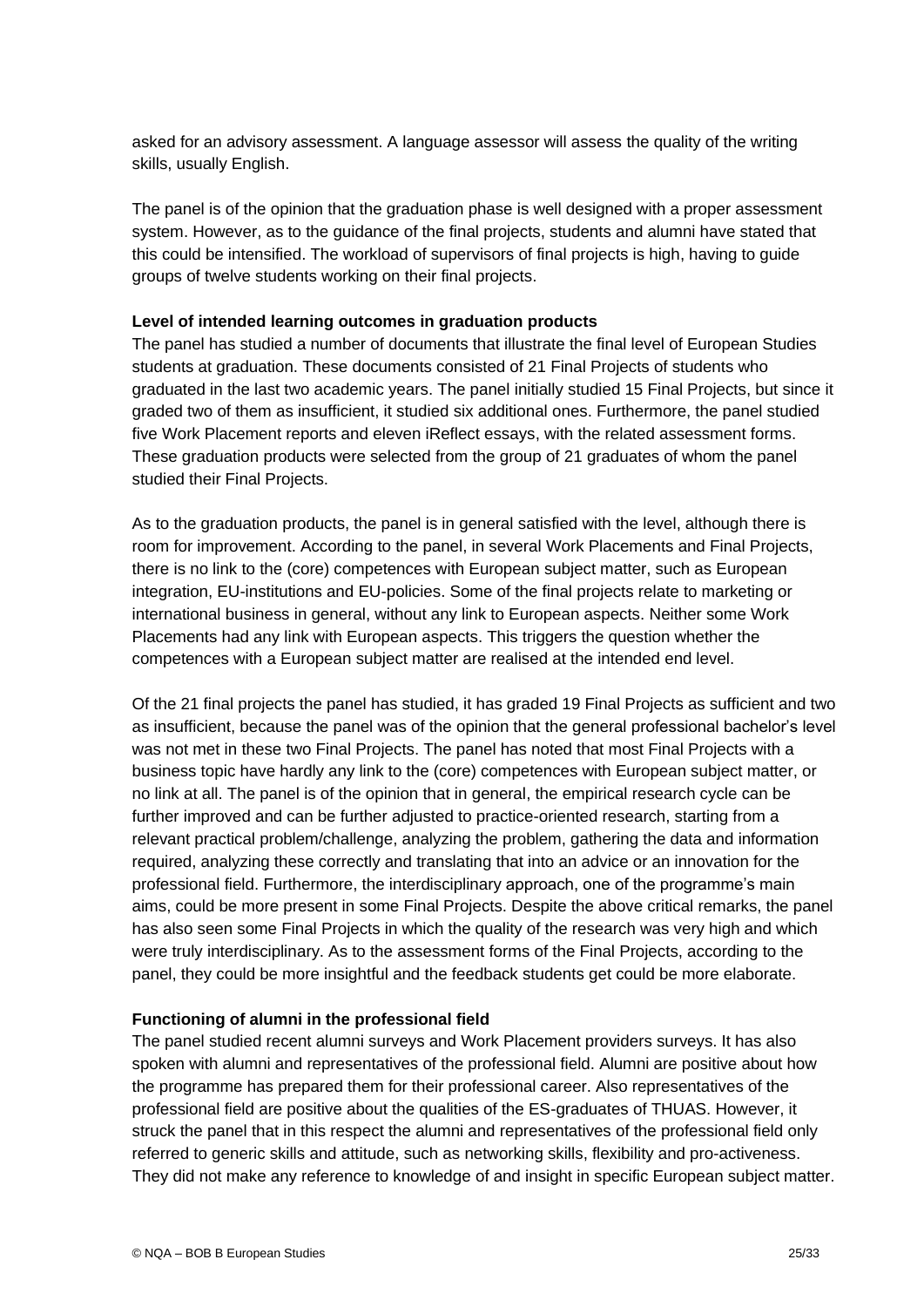asked for an advisory assessment. A language assessor will assess the quality of the writing skills, usually English.

The panel is of the opinion that the graduation phase is well designed with a proper assessment system. However, as to the guidance of the final projects, students and alumni have stated that this could be intensified. The workload of supervisors of final projects is high, having to guide groups of twelve students working on their final projects.

**Level of intended learning outcomes in graduation products**

The panel has studied a number of documents that illustrate the final level of European Studies students at graduation. These documents consisted of 21 Final Projects of students who graduated in the last two academic years. The panel initially studied 15 Final Projects, but since it graded two of them as insufficient, it studied six additional ones. Furthermore, the panel studied five Work Placement reports and eleven iReflect essays, with the related assessment forms. These graduation products were selected from the group of 21 graduates of whom the panel studied their Final Projects.

As to the graduation products, the panel is in general satisfied with the level, although there is room for improvement. According to the panel, in several Work Placements and Final Projects, there is no link to the (core) competences with European subject matter, such as European integration, EU-institutions and EU-policies. Some of the final projects relate to marketing or international business in general, without any link to European aspects. Neither some Work Placements had any link with European aspects. This triggers the question whether the competences with a European subject matter are realised at the intended end level.

Of the 21 final projects the panel has studied, it has graded 19 Final Projects as sufficient and two as insufficient, because the panel was of the opinion that the general professional bachelor's level was not met in these two Final Projects. The panel has noted that most Final Projects with a business topic have hardly any link to the (core) competences with European subject matter, or no link at all. The panel is of the opinion that in general, the empirical research cycle can be further improved and can be further adjusted to practice-oriented research, starting from a relevant practical problem/challenge, analyzing the problem, gathering the data and information required, analyzing these correctly and translating that into an advice or an innovation for the professional field. Furthermore, the interdisciplinary approach, one of the programme's main aims, could be more present in some Final Projects. Despite the above critical remarks, the panel has also seen some Final Projects in which the quality of the research was very high and which were truly interdisciplinary. As to the assessment forms of the Final Projects, according to the panel, they could be more insightful and the feedback students get could be more elaborate.

**Functioning of alumni in the professional field**

The panel studied recent alumni surveys and Work Placement providers surveys. It has also spoken with alumni and representatives of the professional field. Alumni are positive about how the programme has prepared them for their professional career. Also representatives of the professional field are positive about the qualities of the ES-graduates of THUAS. However, it struck the panel that in this respect the alumni and representatives of the professional field only referred to generic skills and attitude, such as networking skills, flexibility and pro-activeness. They did not make any reference to knowledge of and insight in specific European subject matter.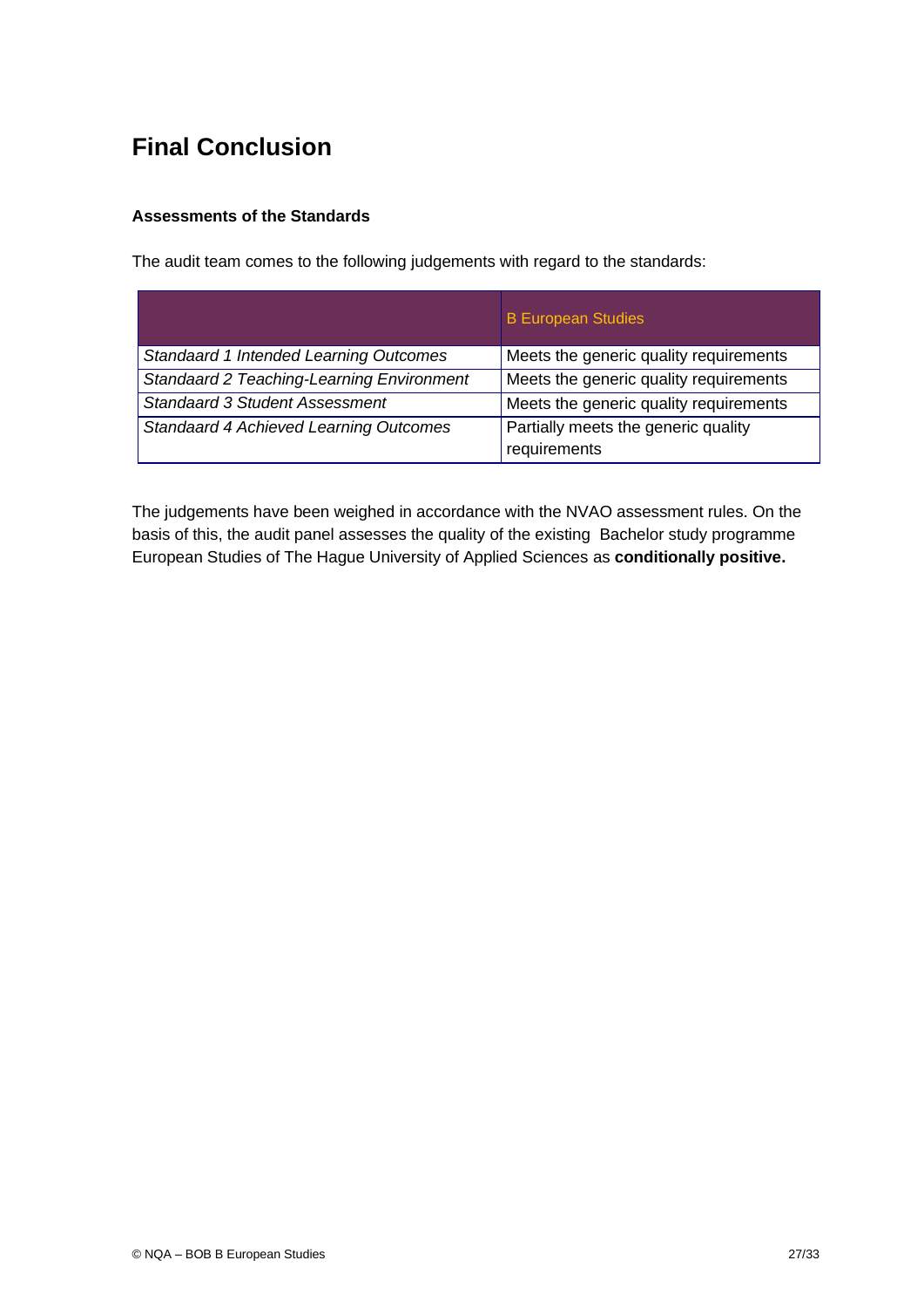# Final Conclusion

### Assessments of the Standards

The audit team comes to the following judgements with regard to the standards:

| | B European Studies |
|---|---|
| *Standaard 1 Intended Learning Outcomes* | Meets the generic quality requirements |
| *Standaard 2 Teaching-Learning Environment* | Meets the generic quality requirements |
| *Standaard 3 Student Assessment* | Meets the generic quality requirements |
| *Standaard 4 Achieved Learning Outcomes* | Partially meets the generic quality requirements |

The judgements have been weighed in accordance with the NVAO assessment rules. On the basis of this, the audit panel assesses the quality of the existing Bachelor study programme European Studies of The Hague University of Applied Sciences as **conditionally positive.**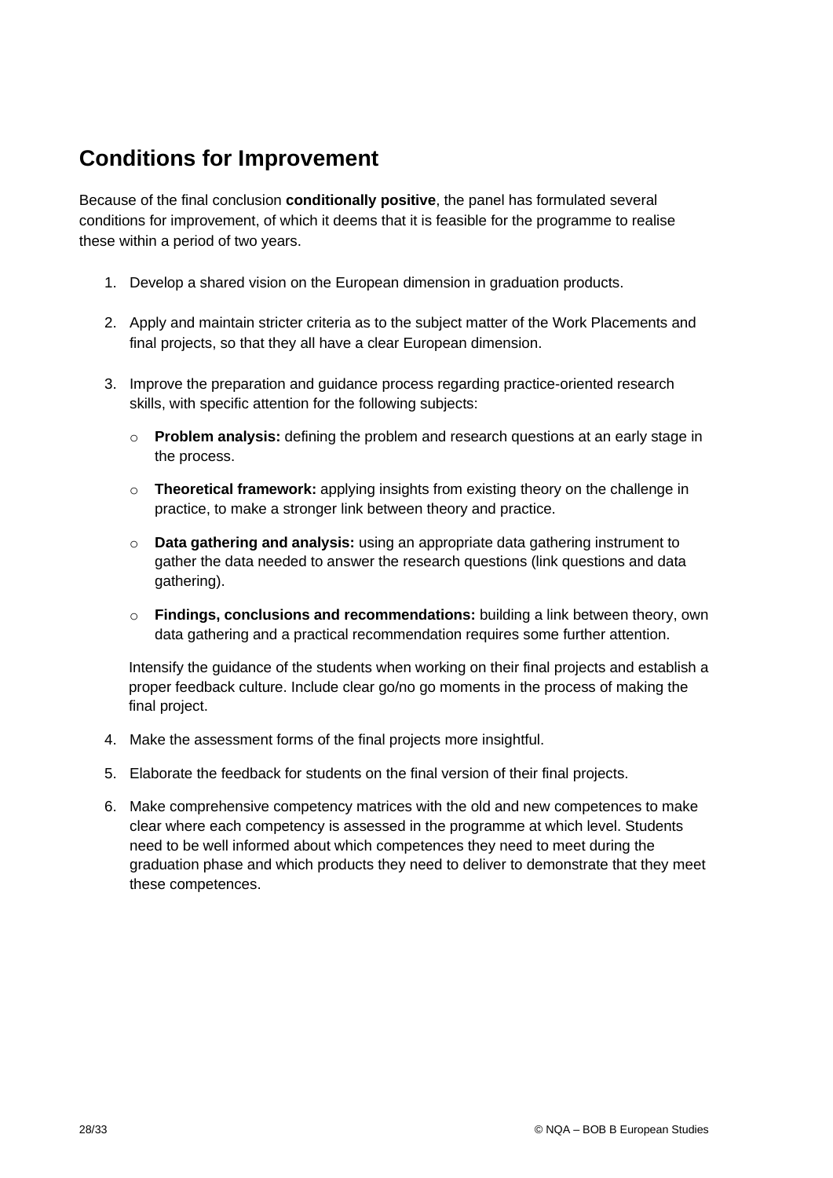## Conditions for Improvement

Because of the final conclusion **conditionally positive**, the panel has formulated several conditions for improvement, of which it deems that it is feasible for the programme to realise these within a period of two years.

1. Develop a shared vision on the European dimension in graduation products.

2. Apply and maintain stricter criteria as to the subject matter of the Work Placements and final projects, so that they all have a clear European dimension.

3. Improve the preparation and guidance process regarding practice-oriented research skills, with specific attention for the following subjects:

   - **Problem analysis:** defining the problem and research questions at an early stage in the process.
   - **Theoretical framework:** applying insights from existing theory on the challenge in practice, to make a stronger link between theory and practice.
   - **Data gathering and analysis:** using an appropriate data gathering instrument to gather the data needed to answer the research questions (link questions and data gathering).
   - **Findings, conclusions and recommendations:** building a link between theory, own data gathering and a practical recommendation requires some further attention.

   Intensify the guidance of the students when working on their final projects and establish a proper feedback culture. Include clear go/no go moments in the process of making the final project.

4. Make the assessment forms of the final projects more insightful.

5. Elaborate the feedback for students on the final version of their final projects.

6. Make comprehensive competency matrices with the old and new competences to make clear where each competency is assessed in the programme at which level. Students need to be well informed about which competences they need to meet during the graduation phase and which products they need to deliver to demonstrate that they meet these competences.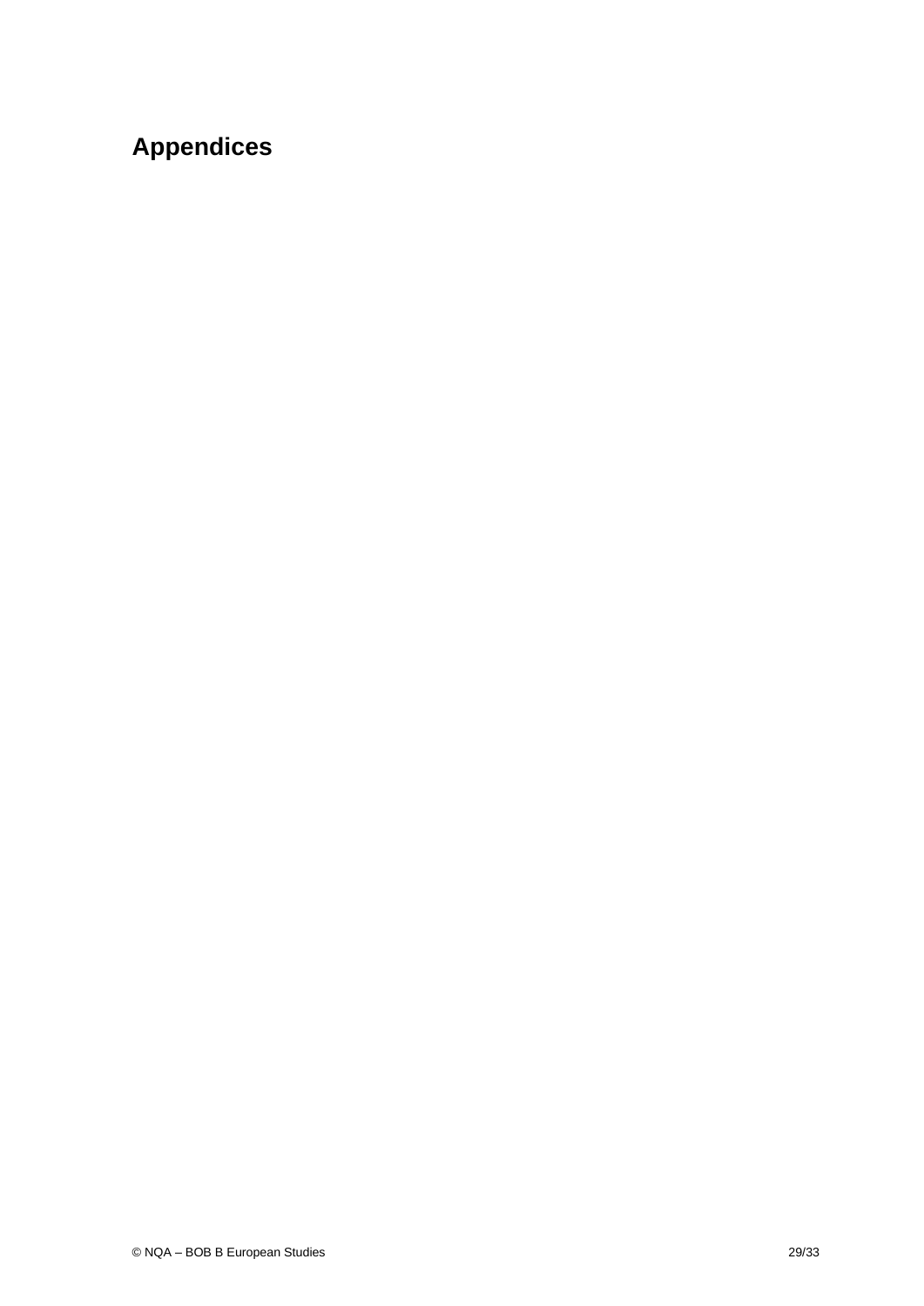# Appendices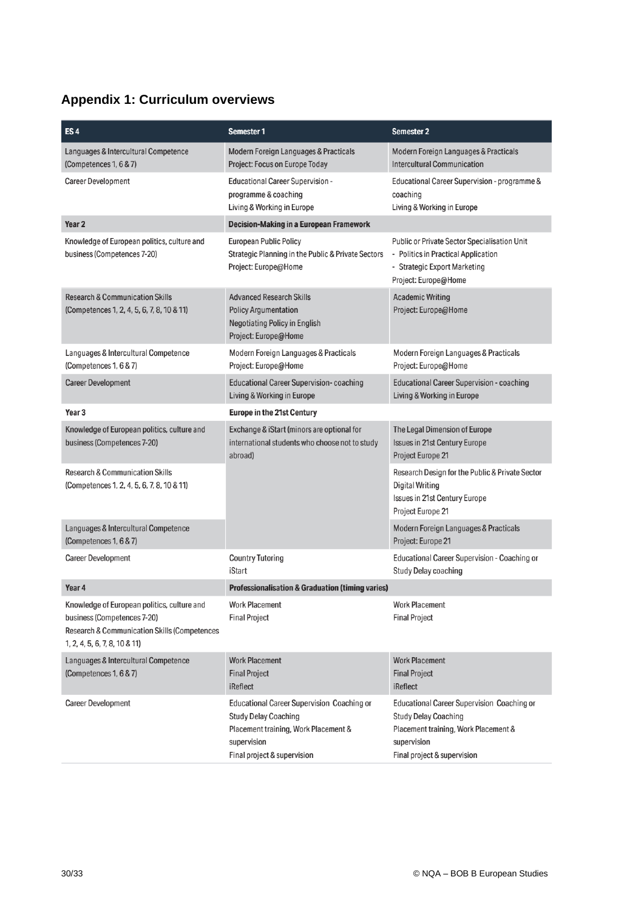## Appendix 1: Curriculum overviews

| ES 4 | Semester 1 | Semester 2 |
|---|---|---|
| Languages & Intercultural Competence (Competences 1, 6 & 7) | Modern Foreign Languages & Practicals<br>Project: Focus on Europe Today | Modern Foreign Languages & Practicals<br>Intercultural Communication |
| Career Development | Educational Career Supervision - programme & coaching<br>Living & Working in Europe | Educational Career Supervision - programme & coaching<br>Living & Working in Europe |
| **Year 2** | **Decision-Making in a European Framework** | |
| Knowledge of European politics, culture and business (Competences 7-20) | European Public Policy<br>Strategic Planning in the Public & Private Sectors<br>Project: Europe@Home | Public or Private Sector Specialisation Unit<br>- Politics in Practical Application<br>- Strategic Export Marketing<br>Project: Europe@Home |
| Research & Communication Skills (Competences 1, 2, 4, 5, 6, 7, 8, 10 & 11) | Advanced Research Skills<br>Policy Argumentation<br>Negotiating Policy in English<br>Project: Europe@Home | Academic Writing<br>Project: Europe@Home |
| Languages & Intercultural Competence (Competences 1, 6 & 7) | Modern Foreign Languages & Practicals<br>Project: Europe@Home | Modern Foreign Languages & Practicals<br>Project: Europe@Home |
| Career Development | Educational Career Supervision- coaching<br>Living & Working in Europe | Educational Career Supervision - coaching<br>Living & Working in Europe |
| **Year 3** | **Europe in the 21st Century** | |
| Knowledge of European politics, culture and business (Competences 7-20) | Exchange & iStart (minors are optional for international students who choose not to study abroad) | The Legal Dimension of Europe<br>Issues in 21st Century Europe<br>Project Europe 21 |
| Research & Communication Skills (Competences 1, 2, 4, 5, 6, 7, 8, 10 & 11) | | Research Design for the Public & Private Sector<br>Digital Writing<br>Issues in 21st Century Europe<br>Project Europe 21 |
| Languages & Intercultural Competence (Competences 1, 6 & 7) | | Modern Foreign Languages & Practicals<br>Project: Europe 21 |
| Career Development | Country Tutoring<br>iStart | Educational Career Supervision - Coaching or Study Delay coaching |
| **Year 4** | **Professionalisation & Graduation (timing varies)** | |
| Knowledge of European politics, culture and business (Competences 7-20)<br>Research & Communication Skills (Competences 1, 2, 4, 5, 6, 7, 8, 10 & 11) | Work Placement<br>Final Project | Work Placement<br>Final Project |
| Languages & Intercultural Competence (Competences 1, 6 & 7) | Work Placement<br>Final Project<br>iReflect | Work Placement<br>Final Project<br>iReflect |
| Career Development | Educational Career Supervision Coaching or Study Delay Coaching<br>Placement training, Work Placement & supervision<br>Final project & supervision | Educational Career Supervision Coaching or Study Delay Coaching<br>Placement training, Work Placement & supervision<br>Final project & supervision |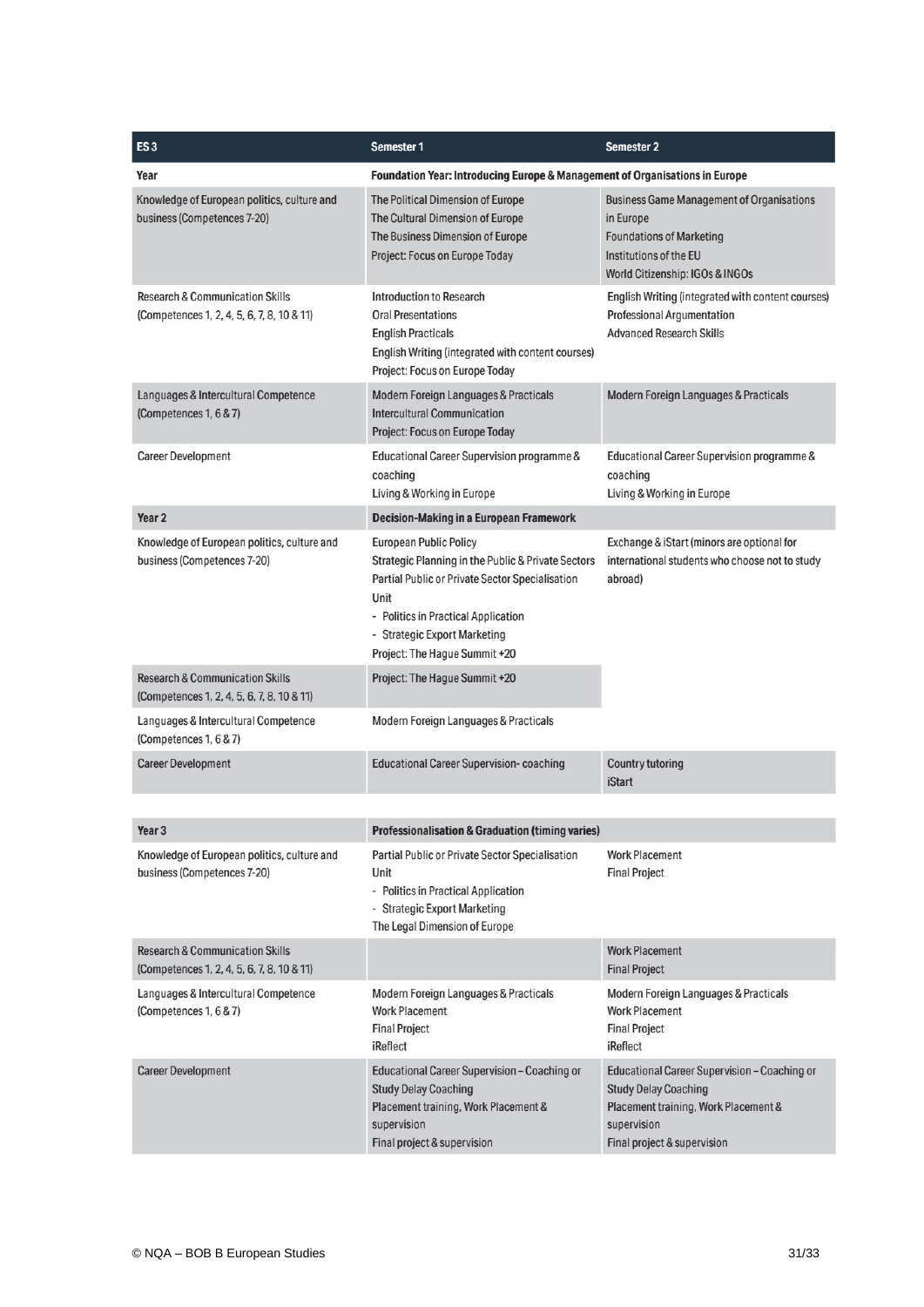| ES 3 | Semester 1 | Semester 2 |
|---|---|---|
| Year | Foundation Year: Introducing Europe & Management of Organisations in Europe | |
| Knowledge of European politics, culture and business (Competences 7-20) | The Political Dimension of Europe<br>The Cultural Dimension of Europe<br>The Business Dimension of Europe<br>Project: Focus on Europe Today | Business Game Management of Organisations in Europe<br>Foundations of Marketing<br>Institutions of the EU<br>World Citizenship: IGOs & INGOs |
| Research & Communication Skills (Competences 1, 2, 4, 5, 6, 7, 8, 10 & 11) | Introduction to Research<br>Oral Presentations<br>English Practicals<br>English Writing (integrated with content courses)<br>Project: Focus on Europe Today | English Writing (integrated with content courses)<br>Professional Argumentation<br>Advanced Research Skills |
| Languages & Intercultural Competence (Competences 1, 6 & 7) | Modern Foreign Languages & Practicals<br>Intercultural Communication<br>Project: Focus on Europe Today | Modern Foreign Languages & Practicals |
| Career Development | Educational Career Supervision programme & coaching<br>Living & Working in Europe | Educational Career Supervision programme & coaching<br>Living & Working in Europe |
| Year 2 | Decision-Making in a European Framework | |
| Knowledge of European politics, culture and business (Competences 7-20) | European Public Policy<br>Strategic Planning in the Public & Private Sectors<br>Partial Public or Private Sector Specialisation Unit<br>- Politics in Practical Application<br>- Strategic Export Marketing<br>Project: The Hague Summit +20 | Exchange & iStart (minors are optional for international students who choose not to study abroad) |
| Research & Communication Skills (Competences 1, 2, 4, 5, 6, 7, 8, 10 & 11) | Project: The Hague Summit +20 | |
| Languages & Intercultural Competence (Competences 1, 6 & 7) | Modern Foreign Languages & Practicals | |
| Career Development | Educational Career Supervision- coaching | Country tutoring<br>iStart |
| Year 3 | Professionalisation & Graduation (timing varies) | |
| Knowledge of European politics, culture and business (Competences 7-20) | Partial Public or Private Sector Specialisation Unit<br>- Politics in Practical Application<br>- Strategic Export Marketing<br>The Legal Dimension of Europe | Work Placement<br>Final Project |
| Research & Communication Skills (Competences 1, 2, 4, 5, 6, 7, 8, 10 & 11) | | Work Placement<br>Final Project |
| Languages & Intercultural Competence (Competences 1, 6 & 7) | Modern Foreign Languages & Practicals<br>Work Placement<br>Final Project<br>iReflect | Modern Foreign Languages & Practicals<br>Work Placement<br>Final Project<br>iReflect |
| Career Development | Educational Career Supervision – Coaching or Study Delay Coaching<br>Placement training, Work Placement & supervision<br>Final project & supervision | Educational Career Supervision – Coaching or Study Delay Coaching<br>Placement training, Work Placement & supervision<br>Final project & supervision |

© NQA – BOB B European Studies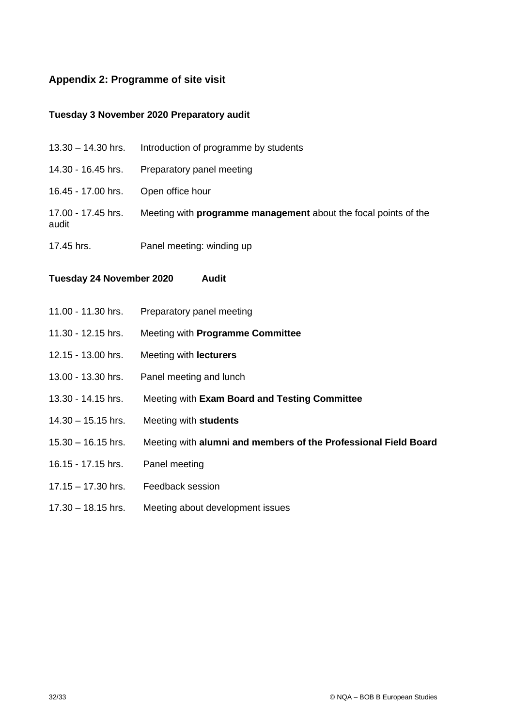## Appendix 2: Programme of site visit

**Tuesday 3 November 2020 Preparatory audit**

| | |
|---|---|
| 13.30 – 14.30 hrs. | Introduction of programme by students |
| 14.30 - 16.45 hrs. | Preparatory panel meeting |
| 16.45 - 17.00 hrs. | Open office hour |
| 17.00 - 17.45 hrs. | Meeting with **programme management** about the focal points of the audit |
| 17.45 hrs. | Panel meeting: winding up |

**Tuesday 24 November 2020 Audit**

| | |
|---|---|
| 11.00 - 11.30 hrs. | Preparatory panel meeting |
| 11.30 - 12.15 hrs. | Meeting with **Programme Committee** |
| 12.15 - 13.00 hrs. | Meeting with **lecturers** |
| 13.00 - 13.30 hrs. | Panel meeting and lunch |
| 13.30 - 14.15 hrs. | Meeting with **Exam Board and Testing Committee** |
| 14.30 – 15.15 hrs. | Meeting with **students** |
| 15.30 – 16.15 hrs. | Meeting with **alumni and members of the Professional Field Board** |
| 16.15 - 17.15 hrs. | Panel meeting |
| 17.15 – 17.30 hrs. | Feedback session |
| 17.30 – 18.15 hrs. | Meeting about development issues |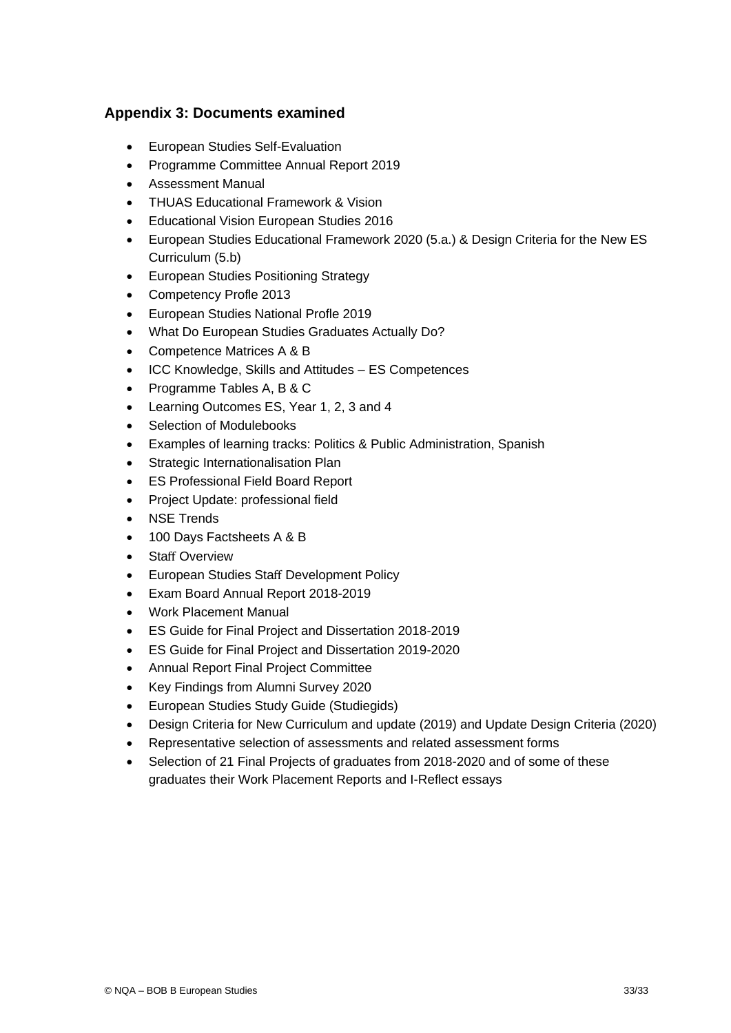### Appendix 3: Documents examined

- European Studies Self-Evaluation
- Programme Committee Annual Report 2019
- Assessment Manual
- THUAS Educational Framework & Vision
- Educational Vision European Studies 2016
- European Studies Educational Framework 2020 (5.a.) & Design Criteria for the New ES Curriculum (5.b)
- European Studies Positioning Strategy
- Competency Profle 2013
- European Studies National Profle 2019
- What Do European Studies Graduates Actually Do?
- Competence Matrices A & B
- ICC Knowledge, Skills and Attitudes – ES Competences
- Programme Tables A, B & C
- Learning Outcomes ES, Year 1, 2, 3 and 4
- Selection of Modulebooks
- Examples of learning tracks: Politics & Public Administration, Spanish
- Strategic Internationalisation Plan
- ES Professional Field Board Report
- Project Update: professional field
- NSE Trends
- 100 Days Factsheets A & B
- Staff Overview
- European Studies Staff Development Policy
- Exam Board Annual Report 2018-2019
- Work Placement Manual
- ES Guide for Final Project and Dissertation 2018-2019
- ES Guide for Final Project and Dissertation 2019-2020
- Annual Report Final Project Committee
- Key Findings from Alumni Survey 2020
- European Studies Study Guide (Studiegids)
- Design Criteria for New Curriculum and update (2019) and Update Design Criteria (2020)
- Representative selection of assessments and related assessment forms
- Selection of 21 Final Projects of graduates from 2018-2020 and of some of these graduates their Work Placement Reports and I-Reflect essays